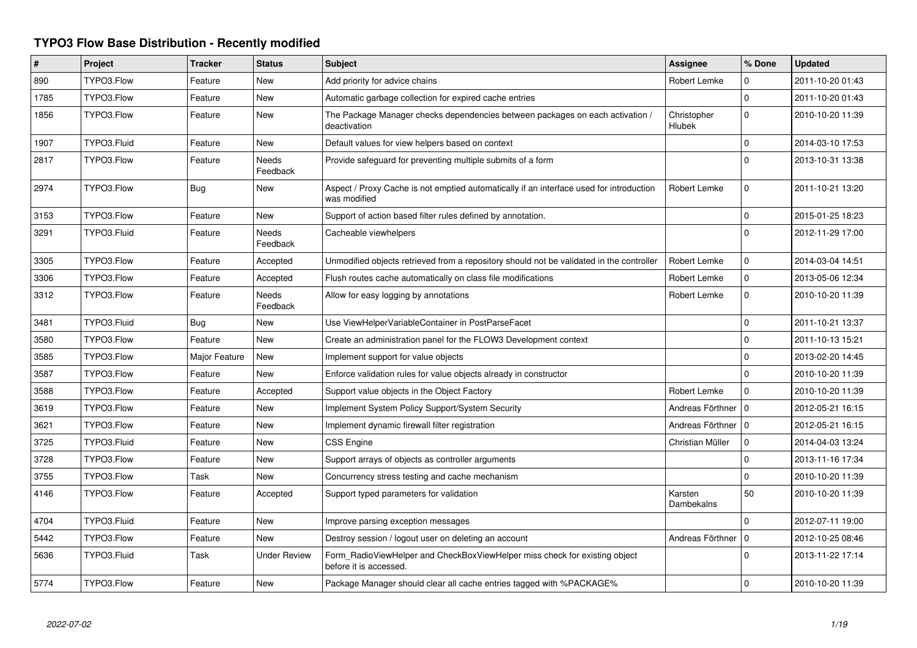# TYPO3 Flow Base Distribution - Recently modified

| # | Project | Tracker | Status | Subject | Assignee | % Done | Updated |
|---|---|---|---|---|---|---|---|
| 890 | TYPO3.Flow | Feature | New | Add priority for advice chains | Robert Lemke | 0 | 2011-10-20 01:43 |
| 1785 | TYPO3.Flow | Feature | New | Automatic garbage collection for expired cache entries | | 0 | 2011-10-20 01:43 |
| 1856 | TYPO3.Flow | Feature | New | The Package Manager checks dependencies between packages on each activation / deactivation | Christopher Hlubek | 0 | 2010-10-20 11:39 |
| 1907 | TYPO3.Fluid | Feature | New | Default values for view helpers based on context | | 0 | 2014-03-10 17:53 |
| 2817 | TYPO3.Flow | Feature | Needs Feedback | Provide safeguard for preventing multiple submits of a form | | 0 | 2013-10-31 13:38 |
| 2974 | TYPO3.Flow | Bug | New | Aspect / Proxy Cache is not emptied automatically if an interface used for introduction was modified | Robert Lemke | 0 | 2011-10-21 13:20 |
| 3153 | TYPO3.Flow | Feature | New | Support of action based filter rules defined by annotation. | | 0 | 2015-01-25 18:23 |
| 3291 | TYPO3.Fluid | Feature | Needs Feedback | Cacheable viewhelpers | | 0 | 2012-11-29 17:00 |
| 3305 | TYPO3.Flow | Feature | Accepted | Unmodified objects retrieved from a repository should not be validated in the controller | Robert Lemke | 0 | 2014-03-04 14:51 |
| 3306 | TYPO3.Flow | Feature | Accepted | Flush routes cache automatically on class file modifications | Robert Lemke | 0 | 2013-05-06 12:34 |
| 3312 | TYPO3.Flow | Feature | Needs Feedback | Allow for easy logging by annotations | Robert Lemke | 0 | 2010-10-20 11:39 |
| 3481 | TYPO3.Fluid | Bug | New | Use ViewHelperVariableContainer in PostParseFacet | | 0 | 2011-10-21 13:37 |
| 3580 | TYPO3.Flow | Feature | New | Create an administration panel for the FLOW3 Development context | | 0 | 2011-10-13 15:21 |
| 3585 | TYPO3.Flow | Major Feature | New | Implement support for value objects | | 0 | 2013-02-20 14:45 |
| 3587 | TYPO3.Flow | Feature | New | Enforce validation rules for value objects already in constructor | | 0 | 2010-10-20 11:39 |
| 3588 | TYPO3.Flow | Feature | Accepted | Support value objects in the Object Factory | Robert Lemke | 0 | 2010-10-20 11:39 |
| 3619 | TYPO3.Flow | Feature | New | Implement System Policy Support/System Security | Andreas Förthner | 0 | 2012-05-21 16:15 |
| 3621 | TYPO3.Flow | Feature | New | Implement dynamic firewall filter registration | Andreas Förthner | 0 | 2012-05-21 16:15 |
| 3725 | TYPO3.Fluid | Feature | New | CSS Engine | Christian Müller | 0 | 2014-04-03 13:24 |
| 3728 | TYPO3.Flow | Feature | New | Support arrays of objects as controller arguments | | 0 | 2013-11-16 17:34 |
| 3755 | TYPO3.Flow | Task | New | Concurrency stress testing and cache mechanism | | 0 | 2010-10-20 11:39 |
| 4146 | TYPO3.Flow | Feature | Accepted | Support typed parameters for validation | Karsten Dambekalns | 50 | 2010-10-20 11:39 |
| 4704 | TYPO3.Fluid | Feature | New | Improve parsing exception messages | | 0 | 2012-07-11 19:00 |
| 5442 | TYPO3.Flow | Feature | New | Destroy session / logout user on deleting an account | Andreas Förthner | 0 | 2012-10-25 08:46 |
| 5636 | TYPO3.Fluid | Task | Under Review | Form_RadioViewHelper and CheckBoxViewHelper miss check for existing object before it is accessed. | | 0 | 2013-11-22 17:14 |
| 5774 | TYPO3.Flow | Feature | New | Package Manager should clear all cache entries tagged with %PACKAGE% | | 0 | 2010-10-20 11:39 |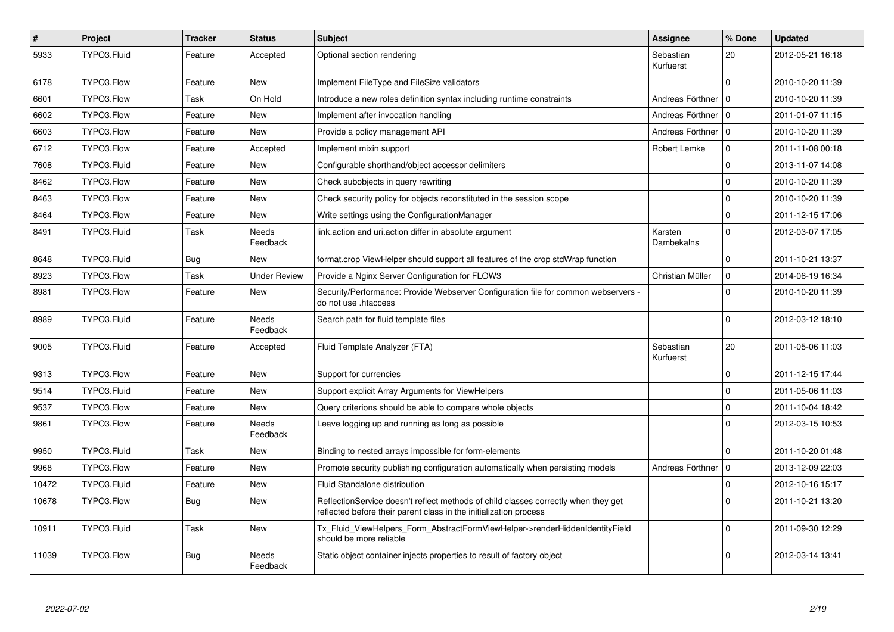| # | Project | Tracker | Status | Subject | Assignee | % Done | Updated |
|---|---|---|---|---|---|---|---|
| 5933 | TYPO3.Fluid | Feature | Accepted | Optional section rendering | Sebastian Kurfuerst | 20 | 2012-05-21 16:18 |
| 6178 | TYPO3.Flow | Feature | New | Implement FileType and FileSize validators | | 0 | 2010-10-20 11:39 |
| 6601 | TYPO3.Flow | Task | On Hold | Introduce a new roles definition syntax including runtime constraints | Andreas Förthner | 0 | 2010-10-20 11:39 |
| 6602 | TYPO3.Flow | Feature | New | Implement after invocation handling | Andreas Förthner | 0 | 2011-01-07 11:15 |
| 6603 | TYPO3.Flow | Feature | New | Provide a policy management API | Andreas Förthner | 0 | 2010-10-20 11:39 |
| 6712 | TYPO3.Flow | Feature | Accepted | Implement mixin support | Robert Lemke | 0 | 2011-11-08 00:18 |
| 7608 | TYPO3.Fluid | Feature | New | Configurable shorthand/object accessor delimiters | | 0 | 2013-11-07 14:08 |
| 8462 | TYPO3.Flow | Feature | New | Check subobjects in query rewriting | | 0 | 2010-10-20 11:39 |
| 8463 | TYPO3.Flow | Feature | New | Check security policy for objects reconstituted in the session scope | | 0 | 2010-10-20 11:39 |
| 8464 | TYPO3.Flow | Feature | New | Write settings using the ConfigurationManager | | 0 | 2011-12-15 17:06 |
| 8491 | TYPO3.Fluid | Task | Needs Feedback | link.action and uri.action differ in absolute argument | Karsten Dambekalns | 0 | 2012-03-07 17:05 |
| 8648 | TYPO3.Fluid | Bug | New | format.crop ViewHelper should support all features of the crop stdWrap function | | 0 | 2011-10-21 13:37 |
| 8923 | TYPO3.Flow | Task | Under Review | Provide a Nginx Server Configuration for FLOW3 | Christian Müller | 0 | 2014-06-19 16:34 |
| 8981 | TYPO3.Flow | Feature | New | Security/Performance: Provide Webserver Configuration file for common webservers - do not use .htaccess | | 0 | 2010-10-20 11:39 |
| 8989 | TYPO3.Fluid | Feature | Needs Feedback | Search path for fluid template files | | 0 | 2012-03-12 18:10 |
| 9005 | TYPO3.Fluid | Feature | Accepted | Fluid Template Analyzer (FTA) | Sebastian Kurfuerst | 20 | 2011-05-06 11:03 |
| 9313 | TYPO3.Flow | Feature | New | Support for currencies | | 0 | 2011-12-15 17:44 |
| 9514 | TYPO3.Fluid | Feature | New | Support explicit Array Arguments for ViewHelpers | | 0 | 2011-05-06 11:03 |
| 9537 | TYPO3.Flow | Feature | New | Query criterions should be able to compare whole objects | | 0 | 2011-10-04 18:42 |
| 9861 | TYPO3.Flow | Feature | Needs Feedback | Leave logging up and running as long as possible | | 0 | 2012-03-15 10:53 |
| 9950 | TYPO3.Fluid | Task | New | Binding to nested arrays impossible for form-elements | | 0 | 2011-10-20 01:48 |
| 9968 | TYPO3.Flow | Feature | New | Promote security publishing configuration automatically when persisting models | Andreas Förthner | 0 | 2013-12-09 22:03 |
| 10472 | TYPO3.Fluid | Feature | New | Fluid Standalone distribution | | 0 | 2012-10-16 15:17 |
| 10678 | TYPO3.Flow | Bug | New | ReflectionService doesn't reflect methods of child classes correctly when they get reflected before their parent class in the initialization process | | 0 | 2011-10-21 13:20 |
| 10911 | TYPO3.Fluid | Task | New | Tx_Fluid_ViewHelpers_Form_AbstractFormViewHelper->renderHiddenIdentityField should be more reliable | | 0 | 2011-09-30 12:29 |
| 11039 | TYPO3.Flow | Bug | Needs Feedback | Static object container injects properties to result of factory object | | 0 | 2012-03-14 13:41 |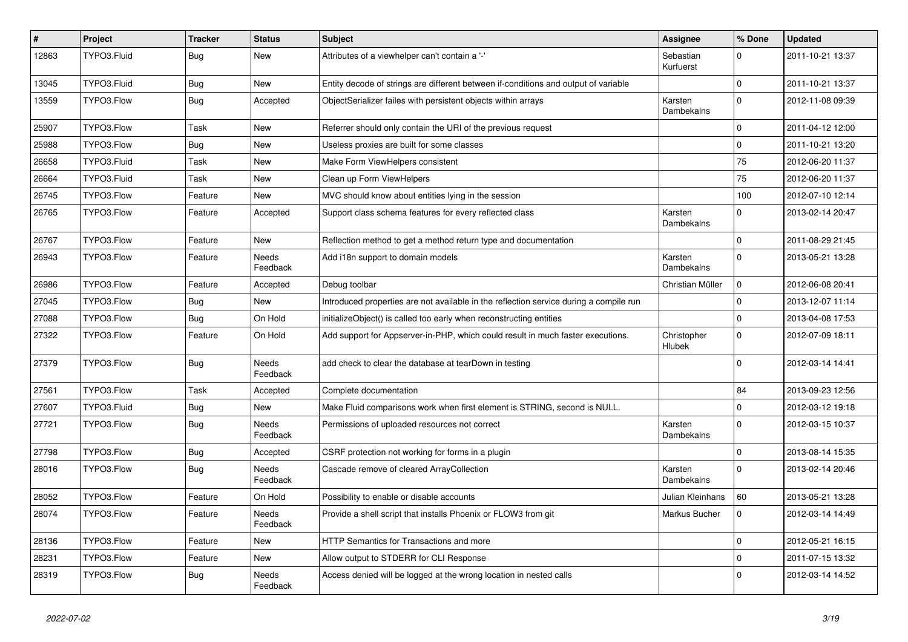| # | Project | Tracker | Status | Subject | Assignee | % Done | Updated |
| --- | --- | --- | --- | --- | --- | --- | --- |
| 12863 | TYPO3.Fluid | Bug | New | Attributes of a viewhelper can't contain a '-' | Sebastian Kurfuerst | 0 | 2011-10-21 13:37 |
| 13045 | TYPO3.Fluid | Bug | New | Entity decode of strings are different between if-conditions and output of variable | | 0 | 2011-10-21 13:37 |
| 13559 | TYPO3.Flow | Bug | Accepted | ObjectSerializer failes with persistent objects within arrays | Karsten Dambekalns | 0 | 2012-11-08 09:39 |
| 25907 | TYPO3.Flow | Task | New | Referrer should only contain the URI of the previous request | | 0 | 2011-04-12 12:00 |
| 25988 | TYPO3.Flow | Bug | New | Useless proxies are built for some classes | | 0 | 2011-10-21 13:20 |
| 26658 | TYPO3.Fluid | Task | New | Make Form ViewHelpers consistent | | 75 | 2012-06-20 11:37 |
| 26664 | TYPO3.Fluid | Task | New | Clean up Form ViewHelpers | | 75 | 2012-06-20 11:37 |
| 26745 | TYPO3.Flow | Feature | New | MVC should know about entities lying in the session | | 100 | 2012-07-10 12:14 |
| 26765 | TYPO3.Flow | Feature | Accepted | Support class schema features for every reflected class | Karsten Dambekalns | 0 | 2013-02-14 20:47 |
| 26767 | TYPO3.Flow | Feature | New | Reflection method to get a method return type and documentation | | 0 | 2011-08-29 21:45 |
| 26943 | TYPO3.Flow | Feature | Needs Feedback | Add i18n support to domain models | Karsten Dambekalns | 0 | 2013-05-21 13:28 |
| 26986 | TYPO3.Flow | Feature | Accepted | Debug toolbar | Christian Müller | 0 | 2012-06-08 20:41 |
| 27045 | TYPO3.Flow | Bug | New | Introduced properties are not available in the reflection service during a compile run | | 0 | 2013-12-07 11:14 |
| 27088 | TYPO3.Flow | Bug | On Hold | initializeObject() is called too early when reconstructing entities | | 0 | 2013-04-08 17:53 |
| 27322 | TYPO3.Flow | Feature | On Hold | Add support for Appserver-in-PHP, which could result in much faster executions. | Christopher Hlubek | 0 | 2012-07-09 18:11 |
| 27379 | TYPO3.Flow | Bug | Needs Feedback | add check to clear the database at tearDown in testing | | 0 | 2012-03-14 14:41 |
| 27561 | TYPO3.Flow | Task | Accepted | Complete documentation | | 84 | 2013-09-23 12:56 |
| 27607 | TYPO3.Fluid | Bug | New | Make Fluid comparisons work when first element is STRING, second is NULL. | | 0 | 2012-03-12 19:18 |
| 27721 | TYPO3.Flow | Bug | Needs Feedback | Permissions of uploaded resources not correct | Karsten Dambekalns | 0 | 2012-03-15 10:37 |
| 27798 | TYPO3.Flow | Bug | Accepted | CSRF protection not working for forms in a plugin | | 0 | 2013-08-14 15:35 |
| 28016 | TYPO3.Flow | Bug | Needs Feedback | Cascade remove of cleared ArrayCollection | Karsten Dambekalns | 0 | 2013-02-14 20:46 |
| 28052 | TYPO3.Flow | Feature | On Hold | Possibility to enable or disable accounts | Julian Kleinhans | 60 | 2013-05-21 13:28 |
| 28074 | TYPO3.Flow | Feature | Needs Feedback | Provide a shell script that installs Phoenix or FLOW3 from git | Markus Bucher | 0 | 2012-03-14 14:49 |
| 28136 | TYPO3.Flow | Feature | New | HTTP Semantics for Transactions and more | | 0 | 2012-05-21 16:15 |
| 28231 | TYPO3.Flow | Feature | New | Allow output to STDERR for CLI Response | | 0 | 2011-07-15 13:32 |
| 28319 | TYPO3.Flow | Bug | Needs Feedback | Access denied will be logged at the wrong location in nested calls | | 0 | 2012-03-14 14:52 |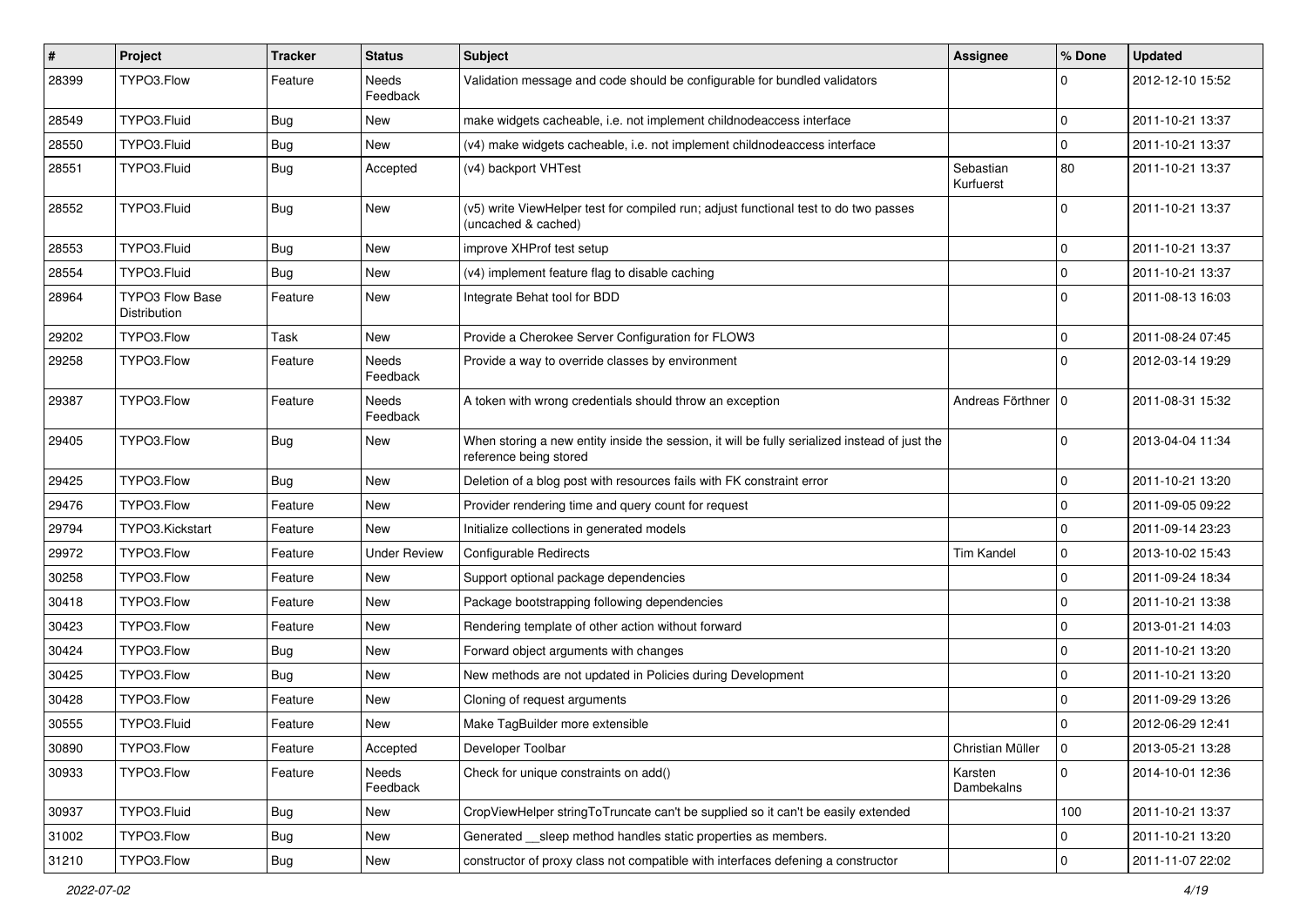| # | Project | Tracker | Status | Subject | Assignee | % Done | Updated |
|---|---|---|---|---|---|---|---|
| 28399 | TYPO3.Flow | Feature | Needs Feedback | Validation message and code should be configurable for bundled validators | | 0 | 2012-12-10 15:52 |
| 28549 | TYPO3.Fluid | Bug | New | make widgets cacheable, i.e. not implement childnodeaccess interface | | 0 | 2011-10-21 13:37 |
| 28550 | TYPO3.Fluid | Bug | New | (v4) make widgets cacheable, i.e. not implement childnodeaccess interface | | 0 | 2011-10-21 13:37 |
| 28551 | TYPO3.Fluid | Bug | Accepted | (v4) backport VHTest | Sebastian Kurfuerst | 80 | 2011-10-21 13:37 |
| 28552 | TYPO3.Fluid | Bug | New | (v5) write ViewHelper test for compiled run; adjust functional test to do two passes (uncached & cached) | | 0 | 2011-10-21 13:37 |
| 28553 | TYPO3.Fluid | Bug | New | improve XHProf test setup | | 0 | 2011-10-21 13:37 |
| 28554 | TYPO3.Fluid | Bug | New | (v4) implement feature flag to disable caching | | 0 | 2011-10-21 13:37 |
| 28964 | TYPO3 Flow Base Distribution | Feature | New | Integrate Behat tool for BDD | | 0 | 2011-08-13 16:03 |
| 29202 | TYPO3.Flow | Task | New | Provide a Cherokee Server Configuration for FLOW3 | | 0 | 2011-08-24 07:45 |
| 29258 | TYPO3.Flow | Feature | Needs Feedback | Provide a way to override classes by environment | | 0 | 2012-03-14 19:29 |
| 29387 | TYPO3.Flow | Feature | Needs Feedback | A token with wrong credentials should throw an exception | Andreas Förthner | 0 | 2011-08-31 15:32 |
| 29405 | TYPO3.Flow | Bug | New | When storing a new entity inside the session, it will be fully serialized instead of just the reference being stored | | 0 | 2013-04-04 11:34 |
| 29425 | TYPO3.Flow | Bug | New | Deletion of a blog post with resources fails with FK constraint error | | 0 | 2011-10-21 13:20 |
| 29476 | TYPO3.Flow | Feature | New | Provider rendering time and query count for request | | 0 | 2011-09-05 09:22 |
| 29794 | TYPO3.Kickstart | Feature | New | Initialize collections in generated models | | 0 | 2011-09-14 23:23 |
| 29972 | TYPO3.Flow | Feature | Under Review | Configurable Redirects | Tim Kandel | 0 | 2013-10-02 15:43 |
| 30258 | TYPO3.Flow | Feature | New | Support optional package dependencies | | 0 | 2011-09-24 18:34 |
| 30418 | TYPO3.Flow | Feature | New | Package bootstrapping following dependencies | | 0 | 2011-10-21 13:38 |
| 30423 | TYPO3.Flow | Feature | New | Rendering template of other action without forward | | 0 | 2013-01-21 14:03 |
| 30424 | TYPO3.Flow | Bug | New | Forward object arguments with changes | | 0 | 2011-10-21 13:20 |
| 30425 | TYPO3.Flow | Bug | New | New methods are not updated in Policies during Development | | 0 | 2011-10-21 13:20 |
| 30428 | TYPO3.Flow | Feature | New | Cloning of request arguments | | 0 | 2011-09-29 13:26 |
| 30555 | TYPO3.Fluid | Feature | New | Make TagBuilder more extensible | | 0 | 2012-06-29 12:41 |
| 30890 | TYPO3.Flow | Feature | Accepted | Developer Toolbar | Christian Müller | 0 | 2013-05-21 13:28 |
| 30933 | TYPO3.Flow | Feature | Needs Feedback | Check for unique constraints on add() | Karsten Dambekalns | 0 | 2014-10-01 12:36 |
| 30937 | TYPO3.Fluid | Bug | New | CropViewHelper stringToTruncate can't be supplied so it can't be easily extended | | 100 | 2011-10-21 13:37 |
| 31002 | TYPO3.Flow | Bug | New | Generated __sleep method handles static properties as members. | | 0 | 2011-10-21 13:20 |
| 31210 | TYPO3.Flow | Bug | New | constructor of proxy class not compatible with interfaces defening a constructor | | 0 | 2011-11-07 22:02 |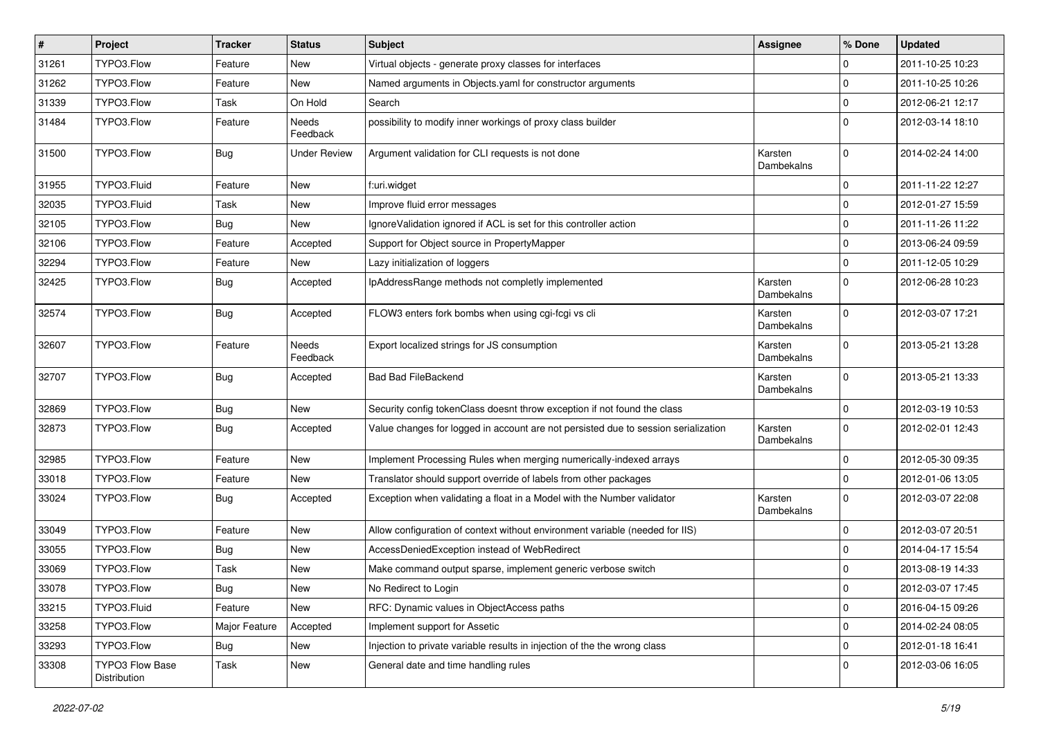| # | Project | Tracker | Status | Subject | Assignee | % Done | Updated |
| --- | --- | --- | --- | --- | --- | --- | --- |
| 31261 | TYPO3.Flow | Feature | New | Virtual objects - generate proxy classes for interfaces | | 0 | 2011-10-25 10:23 |
| 31262 | TYPO3.Flow | Feature | New | Named arguments in Objects.yaml for constructor arguments | | 0 | 2011-10-25 10:26 |
| 31339 | TYPO3.Flow | Task | On Hold | Search | | 0 | 2012-06-21 12:17 |
| 31484 | TYPO3.Flow | Feature | Needs Feedback | possibility to modify inner workings of proxy class builder | | 0 | 2012-03-14 18:10 |
| 31500 | TYPO3.Flow | Bug | Under Review | Argument validation for CLI requests is not done | Karsten Dambekalns | 0 | 2014-02-24 14:00 |
| 31955 | TYPO3.Fluid | Feature | New | f:uri.widget | | 0 | 2011-11-22 12:27 |
| 32035 | TYPO3.Fluid | Task | New | Improve fluid error messages | | 0 | 2012-01-27 15:59 |
| 32105 | TYPO3.Flow | Bug | New | IgnoreValidation ignored if ACL is set for this controller action | | 0 | 2011-11-26 11:22 |
| 32106 | TYPO3.Flow | Feature | Accepted | Support for Object source in PropertyMapper | | 0 | 2013-06-24 09:59 |
| 32294 | TYPO3.Flow | Feature | New | Lazy initialization of loggers | | 0 | 2011-12-05 10:29 |
| 32425 | TYPO3.Flow | Bug | Accepted | IpAddressRange methods not completly implemented | Karsten Dambekalns | 0 | 2012-06-28 10:23 |
| 32574 | TYPO3.Flow | Bug | Accepted | FLOW3 enters fork bombs when using cgi-fcgi vs cli | Karsten Dambekalns | 0 | 2012-03-07 17:21 |
| 32607 | TYPO3.Flow | Feature | Needs Feedback | Export localized strings for JS consumption | Karsten Dambekalns | 0 | 2013-05-21 13:28 |
| 32707 | TYPO3.Flow | Bug | Accepted | Bad Bad FileBackend | Karsten Dambekalns | 0 | 2013-05-21 13:33 |
| 32869 | TYPO3.Flow | Bug | New | Security config tokenClass doesnt throw exception if not found the class | | 0 | 2012-03-19 10:53 |
| 32873 | TYPO3.Flow | Bug | Accepted | Value changes for logged in account are not persisted due to session serialization | Karsten Dambekalns | 0 | 2012-02-01 12:43 |
| 32985 | TYPO3.Flow | Feature | New | Implement Processing Rules when merging numerically-indexed arrays | | 0 | 2012-05-30 09:35 |
| 33018 | TYPO3.Flow | Feature | New | Translator should support override of labels from other packages | | 0 | 2012-01-06 13:05 |
| 33024 | TYPO3.Flow | Bug | Accepted | Exception when validating a float in a Model with the Number validator | Karsten Dambekalns | 0 | 2012-03-07 22:08 |
| 33049 | TYPO3.Flow | Feature | New | Allow configuration of context without environment variable (needed for IIS) | | 0 | 2012-03-07 20:51 |
| 33055 | TYPO3.Flow | Bug | New | AccessDeniedException instead of WebRedirect | | 0 | 2014-04-17 15:54 |
| 33069 | TYPO3.Flow | Task | New | Make command output sparse, implement generic verbose switch | | 0 | 2013-08-19 14:33 |
| 33078 | TYPO3.Flow | Bug | New | No Redirect to Login | | 0 | 2012-03-07 17:45 |
| 33215 | TYPO3.Fluid | Feature | New | RFC: Dynamic values in ObjectAccess paths | | 0 | 2016-04-15 09:26 |
| 33258 | TYPO3.Flow | Major Feature | Accepted | Implement support for Assetic | | 0 | 2014-02-24 08:05 |
| 33293 | TYPO3.Flow | Bug | New | Injection to private variable results in injection of the the wrong class | | 0 | 2012-01-18 16:41 |
| 33308 | TYPO3 Flow Base Distribution | Task | New | General date and time handling rules | | 0 | 2012-03-06 16:05 |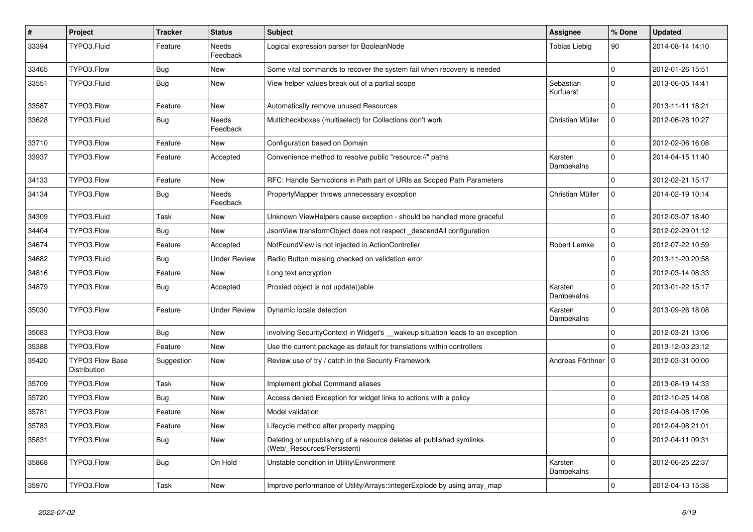| # | Project | Tracker | Status | Subject | Assignee | % Done | Updated |
|---|---|---|---|---|---|---|---|
| 33394 | TYPO3.Fluid | Feature | Needs Feedback | Logical expression parser for BooleanNode | Tobias Liebig | 90 | 2014-08-14 14:10 |
| 33465 | TYPO3.Flow | Bug | New | Some vital commands to recover the system fail when recovery is needed | | 0 | 2012-01-26 15:51 |
| 33551 | TYPO3.Fluid | Bug | New | View helper values break out of a partial scope | Sebastian Kurfuerst | 0 | 2013-06-05 14:41 |
| 33587 | TYPO3.Flow | Feature | New | Automatically remove unused Resources | | 0 | 2013-11-11 18:21 |
| 33628 | TYPO3.Fluid | Bug | Needs Feedback | Multicheckboxes (multiselect) for Collections don't work | Christian Müller | 0 | 2012-06-28 10:27 |
| 33710 | TYPO3.Flow | Feature | New | Configuration based on Domain | | 0 | 2012-02-06 16:08 |
| 33937 | TYPO3.Flow | Feature | Accepted | Convenience method to resolve public "resource://" paths | Karsten Dambekalns | 0 | 2014-04-15 11:40 |
| 34133 | TYPO3.Flow | Feature | New | RFC: Handle Semicolons in Path part of URIs as Scoped Path Parameters | | 0 | 2012-02-21 15:17 |
| 34134 | TYPO3.Flow | Bug | Needs Feedback | PropertyMapper throws unnecessary exception | Christian Müller | 0 | 2014-02-19 10:14 |
| 34309 | TYPO3.Fluid | Task | New | Unknown ViewHelpers cause exception - should be handled more graceful | | 0 | 2012-03-07 18:40 |
| 34404 | TYPO3.Flow | Bug | New | JsonView transformObject does not respect _descendAll configuration | | 0 | 2012-02-29 01:12 |
| 34674 | TYPO3.Flow | Feature | Accepted | NotFoundView is not injected in ActionController | Robert Lemke | 0 | 2012-07-22 10:59 |
| 34682 | TYPO3.Fluid | Bug | Under Review | Radio Button missing checked on validation error | | 0 | 2013-11-20 20:58 |
| 34816 | TYPO3.Flow | Feature | New | Long text encryption | | 0 | 2012-03-14 08:33 |
| 34879 | TYPO3.Flow | Bug | Accepted | Proxied object is not update()able | Karsten Dambekalns | 0 | 2013-01-22 15:17 |
| 35030 | TYPO3.Flow | Feature | Under Review | Dynamic locale detection | Karsten Dambekalns | 0 | 2013-09-26 18:08 |
| 35083 | TYPO3.Flow | Bug | New | involving SecurityContext in Widget's __wakeup situation leads to an exception | | 0 | 2012-03-21 13:06 |
| 35388 | TYPO3.Flow | Feature | New | Use the current package as default for translations within controllers | | 0 | 2013-12-03 23:12 |
| 35420 | TYPO3 Flow Base Distribution | Suggestion | New | Review use of try / catch in the Security Framework | Andreas Förthner | 0 | 2012-03-31 00:00 |
| 35709 | TYPO3.Flow | Task | New | Implement global Command aliases | | 0 | 2013-08-19 14:33 |
| 35720 | TYPO3.Flow | Bug | New | Access denied Exception for widget links to actions with a policy | | 0 | 2012-10-25 14:08 |
| 35781 | TYPO3.Flow | Feature | New | Model validation | | 0 | 2012-04-08 17:06 |
| 35783 | TYPO3.Flow | Feature | New | Lifecycle method after property mapping | | 0 | 2012-04-08 21:01 |
| 35831 | TYPO3.Flow | Bug | New | Deleting or unpublishing of a resource deletes all published symlinks (Web/_Resources/Persistent) | | 0 | 2012-04-11 09:31 |
| 35868 | TYPO3.Flow | Bug | On Hold | Unstable condition in Utility\Environment | Karsten Dambekalns | 0 | 2012-06-25 22:37 |
| 35970 | TYPO3.Flow | Task | New | Improve performance of Utility/Arrays::integerExplode by using array_map | | 0 | 2012-04-13 15:38 |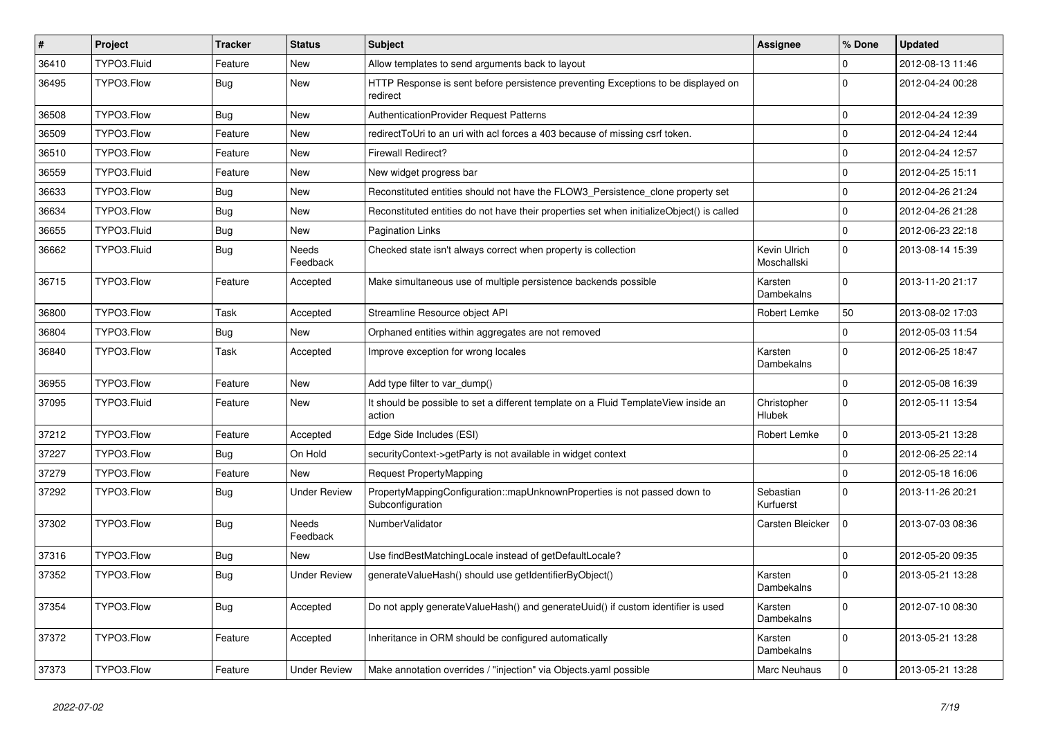| # | Project | Tracker | Status | Subject | Assignee | % Done | Updated |
|---|---|---|---|---|---|---|---|
| 36410 | TYPO3.Fluid | Feature | New | Allow templates to send arguments back to layout | | 0 | 2012-08-13 11:46 |
| 36495 | TYPO3.Flow | Bug | New | HTTP Response is sent before persistence preventing Exceptions to be displayed on redirect | | 0 | 2012-04-24 00:28 |
| 36508 | TYPO3.Flow | Bug | New | AuthenticationProvider Request Patterns | | 0 | 2012-04-24 12:39 |
| 36509 | TYPO3.Flow | Feature | New | redirectToUri to an uri with acl forces a 403 because of missing csrf token. | | 0 | 2012-04-24 12:44 |
| 36510 | TYPO3.Flow | Feature | New | Firewall Redirect? | | 0 | 2012-04-24 12:57 |
| 36559 | TYPO3.Fluid | Feature | New | New widget progress bar | | 0 | 2012-04-25 15:11 |
| 36633 | TYPO3.Flow | Bug | New | Reconstituted entities should not have the FLOW3_Persistence_clone property set | | 0 | 2012-04-26 21:24 |
| 36634 | TYPO3.Flow | Bug | New | Reconstituted entities do not have their properties set when initializeObject() is called | | 0 | 2012-04-26 21:28 |
| 36655 | TYPO3.Fluid | Bug | New | Pagination Links | | 0 | 2012-06-23 22:18 |
| 36662 | TYPO3.Fluid | Bug | Needs Feedback | Checked state isn't always correct when property is collection | Kevin Ulrich Moschallski | 0 | 2013-08-14 15:39 |
| 36715 | TYPO3.Flow | Feature | Accepted | Make simultaneous use of multiple persistence backends possible | Karsten Dambekalns | 0 | 2013-11-20 21:17 |
| 36800 | TYPO3.Flow | Task | Accepted | Streamline Resource object API | Robert Lemke | 50 | 2013-08-02 17:03 |
| 36804 | TYPO3.Flow | Bug | New | Orphaned entities within aggregates are not removed | | 0 | 2012-05-03 11:54 |
| 36840 | TYPO3.Flow | Task | Accepted | Improve exception for wrong locales | Karsten Dambekalns | 0 | 2012-06-25 18:47 |
| 36955 | TYPO3.Flow | Feature | New | Add type filter to var_dump() | | 0 | 2012-05-08 16:39 |
| 37095 | TYPO3.Fluid | Feature | New | It should be possible to set a different template on a Fluid TemplateView inside an action | Christopher Hlubek | 0 | 2012-05-11 13:54 |
| 37212 | TYPO3.Flow | Feature | Accepted | Edge Side Includes (ESI) | Robert Lemke | 0 | 2013-05-21 13:28 |
| 37227 | TYPO3.Flow | Bug | On Hold | securityContext->getParty is not available in widget context | | 0 | 2012-06-25 22:14 |
| 37279 | TYPO3.Flow | Feature | New | Request PropertyMapping | | 0 | 2012-05-18 16:06 |
| 37292 | TYPO3.Flow | Bug | Under Review | PropertyMappingConfiguration::mapUnknownProperties is not passed down to Subconfiguration | Sebastian Kurfuerst | 0 | 2013-11-26 20:21 |
| 37302 | TYPO3.Flow | Bug | Needs Feedback | NumberValidator | Carsten Bleicker | 0 | 2013-07-03 08:36 |
| 37316 | TYPO3.Flow | Bug | New | Use findBestMatchingLocale instead of getDefaultLocale? | | 0 | 2012-05-20 09:35 |
| 37352 | TYPO3.Flow | Bug | Under Review | generateValueHash() should use getIdentifierByObject() | Karsten Dambekalns | 0 | 2013-05-21 13:28 |
| 37354 | TYPO3.Flow | Bug | Accepted | Do not apply generateValueHash() and generateUuid() if custom identifier is used | Karsten Dambekalns | 0 | 2012-07-10 08:30 |
| 37372 | TYPO3.Flow | Feature | Accepted | Inheritance in ORM should be configured automatically | Karsten Dambekalns | 0 | 2013-05-21 13:28 |
| 37373 | TYPO3.Flow | Feature | Under Review | Make annotation overrides / "injection" via Objects.yaml possible | Marc Neuhaus | 0 | 2013-05-21 13:28 |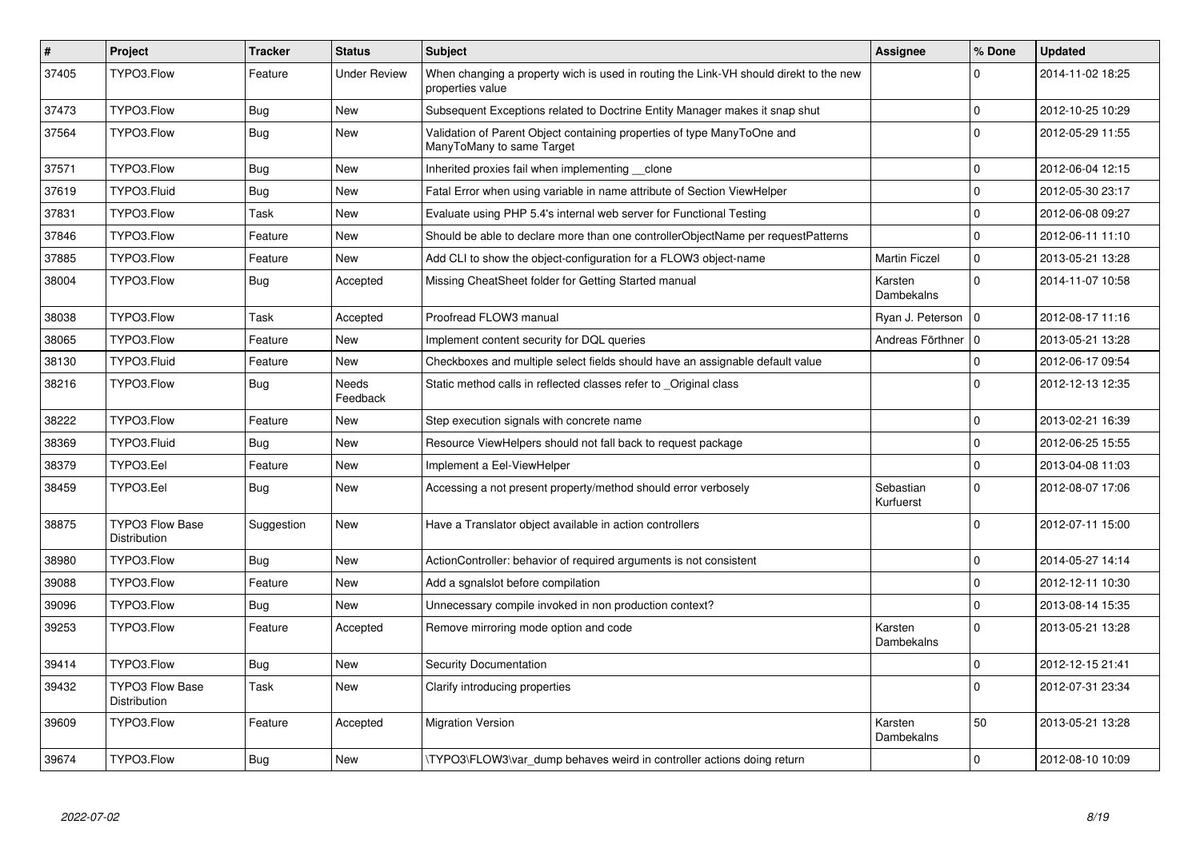| # | Project | Tracker | Status | Subject | Assignee | % Done | Updated |
|---|---|---|---|---|---|---|---|
| 37405 | TYPO3.Flow | Feature | Under Review | When changing a property wich is used in routing the Link-VH should direkt to the new properties value | | 0 | 2014-11-02 18:25 |
| 37473 | TYPO3.Flow | Bug | New | Subsequent Exceptions related to Doctrine Entity Manager makes it snap shut | | 0 | 2012-10-25 10:29 |
| 37564 | TYPO3.Flow | Bug | New | Validation of Parent Object containing properties of type ManyToOne and ManyToMany to same Target | | 0 | 2012-05-29 11:55 |
| 37571 | TYPO3.Flow | Bug | New | Inherited proxies fail when implementing __clone | | 0 | 2012-06-04 12:15 |
| 37619 | TYPO3.Fluid | Bug | New | Fatal Error when using variable in name attribute of Section ViewHelper | | 0 | 2012-05-30 23:17 |
| 37831 | TYPO3.Flow | Task | New | Evaluate using PHP 5.4's internal web server for Functional Testing | | 0 | 2012-06-08 09:27 |
| 37846 | TYPO3.Flow | Feature | New | Should be able to declare more than one controllerObjectName per requestPatterns | | 0 | 2012-06-11 11:10 |
| 37885 | TYPO3.Flow | Feature | New | Add CLI to show the object-configuration for a FLOW3 object-name | Martin Ficzel | 0 | 2013-05-21 13:28 |
| 38004 | TYPO3.Flow | Bug | Accepted | Missing CheatSheet folder for Getting Started manual | Karsten Dambekalns | 0 | 2014-11-07 10:58 |
| 38038 | TYPO3.Flow | Task | Accepted | Proofread FLOW3 manual | Ryan J. Peterson | 0 | 2012-08-17 11:16 |
| 38065 | TYPO3.Flow | Feature | New | Implement content security for DQL queries | Andreas Förthner | 0 | 2013-05-21 13:28 |
| 38130 | TYPO3.Fluid | Feature | New | Checkboxes and multiple select fields should have an assignable default value | | 0 | 2012-06-17 09:54 |
| 38216 | TYPO3.Flow | Bug | Needs Feedback | Static method calls in reflected classes refer to _Original class | | 0 | 2012-12-13 12:35 |
| 38222 | TYPO3.Flow | Feature | New | Step execution signals with concrete name | | 0 | 2013-02-21 16:39 |
| 38369 | TYPO3.Fluid | Bug | New | Resource ViewHelpers should not fall back to request package | | 0 | 2012-06-25 15:55 |
| 38379 | TYPO3.Eel | Feature | New | Implement a Eel-ViewHelper | | 0 | 2013-04-08 11:03 |
| 38459 | TYPO3.Eel | Bug | New | Accessing a not present property/method should error verbosely | Sebastian Kurfuerst | 0 | 2012-08-07 17:06 |
| 38875 | TYPO3 Flow Base Distribution | Suggestion | New | Have a Translator object available in action controllers | | 0 | 2012-07-11 15:00 |
| 38980 | TYPO3.Flow | Bug | New | ActionController: behavior of required arguments is not consistent | | 0 | 2014-05-27 14:14 |
| 39088 | TYPO3.Flow | Feature | New | Add a sgnalslot before compilation | | 0 | 2012-12-11 10:30 |
| 39096 | TYPO3.Flow | Bug | New | Unnecessary compile invoked in non production context? | | 0 | 2013-08-14 15:35 |
| 39253 | TYPO3.Flow | Feature | Accepted | Remove mirroring mode option and code | Karsten Dambekalns | 0 | 2013-05-21 13:28 |
| 39414 | TYPO3.Flow | Bug | New | Security Documentation | | 0 | 2012-12-15 21:41 |
| 39432 | TYPO3 Flow Base Distribution | Task | New | Clarify introducing properties | | 0 | 2012-07-31 23:34 |
| 39609 | TYPO3.Flow | Feature | Accepted | Migration Version | Karsten Dambekalns | 50 | 2013-05-21 13:28 |
| 39674 | TYPO3.Flow | Bug | New | \TYPO3\FLOW3\var_dump behaves weird in controller actions doing return | | 0 | 2012-08-10 10:09 |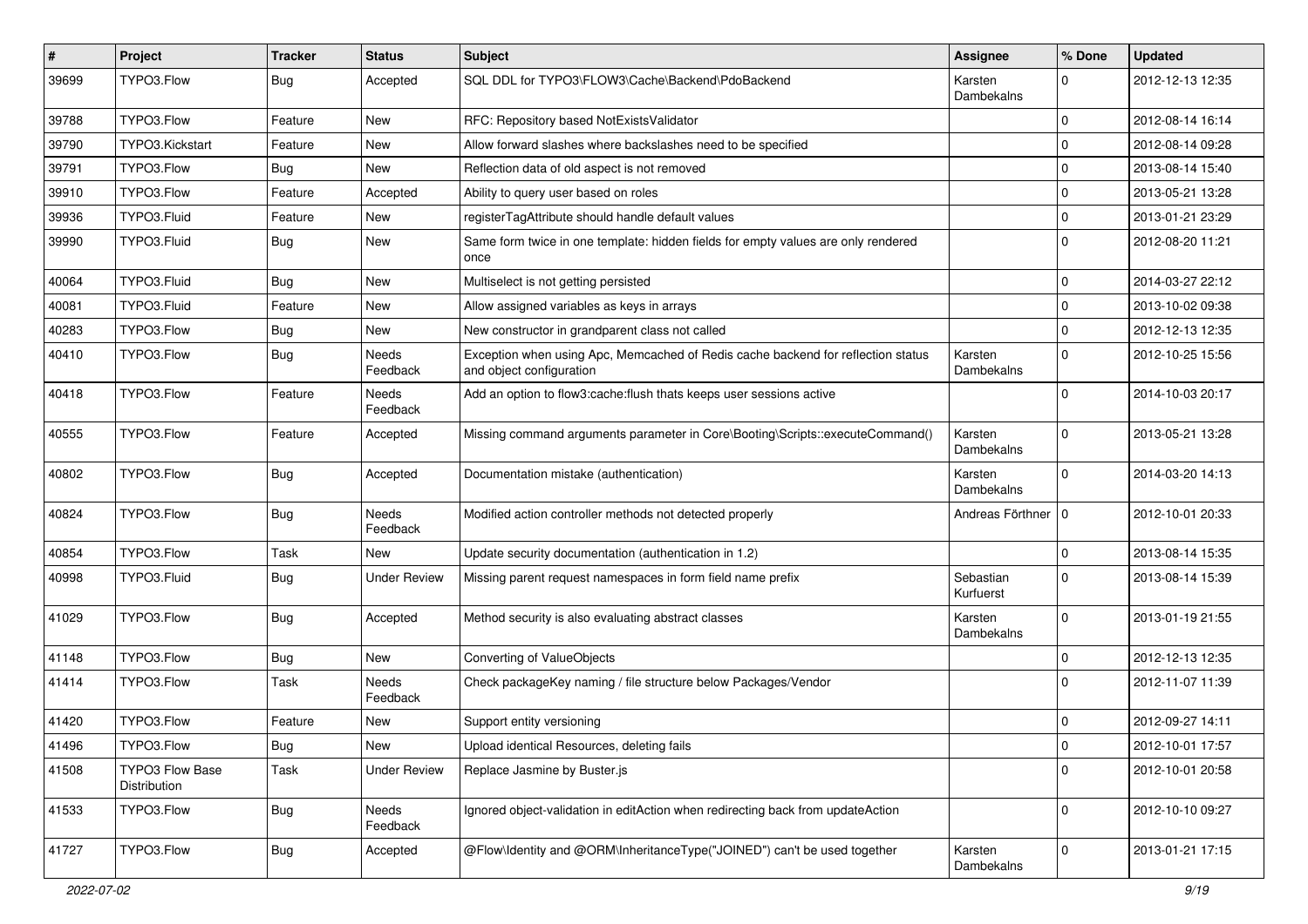| # | Project | Tracker | Status | Subject | Assignee | % Done | Updated |
|---|---|---|---|---|---|---|---|
| 39699 | TYPO3.Flow | Bug | Accepted | SQL DDL for TYPO3\FLOW3\Cache\Backend\PdoBackend | Karsten Dambekalns | 0 | 2012-12-13 12:35 |
| 39788 | TYPO3.Flow | Feature | New | RFC: Repository based NotExistsValidator | | 0 | 2012-08-14 16:14 |
| 39790 | TYPO3.Kickstart | Feature | New | Allow forward slashes where backslashes need to be specified | | 0 | 2012-08-14 09:28 |
| 39791 | TYPO3.Flow | Bug | New | Reflection data of old aspect is not removed | | 0 | 2013-08-14 15:40 |
| 39910 | TYPO3.Flow | Feature | Accepted | Ability to query user based on roles | | 0 | 2013-05-21 13:28 |
| 39936 | TYPO3.Fluid | Feature | New | registerTagAttribute should handle default values | | 0 | 2013-01-21 23:29 |
| 39990 | TYPO3.Fluid | Bug | New | Same form twice in one template: hidden fields for empty values are only rendered once | | 0 | 2012-08-20 11:21 |
| 40064 | TYPO3.Fluid | Bug | New | Multiselect is not getting persisted | | 0 | 2014-03-27 22:12 |
| 40081 | TYPO3.Fluid | Feature | New | Allow assigned variables as keys in arrays | | 0 | 2013-10-02 09:38 |
| 40283 | TYPO3.Flow | Bug | New | New constructor in grandparent class not called | | 0 | 2012-12-13 12:35 |
| 40410 | TYPO3.Flow | Bug | Needs Feedback | Exception when using Apc, Memcached of Redis cache backend for reflection status and object configuration | Karsten Dambekalns | 0 | 2012-10-25 15:56 |
| 40418 | TYPO3.Flow | Feature | Needs Feedback | Add an option to flow3:cache:flush thats keeps user sessions active | | 0 | 2014-10-03 20:17 |
| 40555 | TYPO3.Flow | Feature | Accepted | Missing command arguments parameter in Core\Booting\Scripts::executeCommand() | Karsten Dambekalns | 0 | 2013-05-21 13:28 |
| 40802 | TYPO3.Flow | Bug | Accepted | Documentation mistake (authentication) | Karsten Dambekalns | 0 | 2014-03-20 14:13 |
| 40824 | TYPO3.Flow | Bug | Needs Feedback | Modified action controller methods not detected properly | Andreas Förthner | 0 | 2012-10-01 20:33 |
| 40854 | TYPO3.Flow | Task | New | Update security documentation (authentication in 1.2) | | 0 | 2013-08-14 15:35 |
| 40998 | TYPO3.Fluid | Bug | Under Review | Missing parent request namespaces in form field name prefix | Sebastian Kurfuerst | 0 | 2013-08-14 15:39 |
| 41029 | TYPO3.Flow | Bug | Accepted | Method security is also evaluating abstract classes | Karsten Dambekalns | 0 | 2013-01-19 21:55 |
| 41148 | TYPO3.Flow | Bug | New | Converting of ValueObjects | | 0 | 2012-12-13 12:35 |
| 41414 | TYPO3.Flow | Task | Needs Feedback | Check packageKey naming / file structure below Packages/Vendor | | 0 | 2012-11-07 11:39 |
| 41420 | TYPO3.Flow | Feature | New | Support entity versioning | | 0 | 2012-09-27 14:11 |
| 41496 | TYPO3.Flow | Bug | New | Upload identical Resources, deleting fails | | 0 | 2012-10-01 17:57 |
| 41508 | TYPO3 Flow Base Distribution | Task | Under Review | Replace Jasmine by Buster.js | | 0 | 2012-10-01 20:58 |
| 41533 | TYPO3.Flow | Bug | Needs Feedback | Ignored object-validation in editAction when redirecting back from updateAction | | 0 | 2012-10-10 09:27 |
| 41727 | TYPO3.Flow | Bug | Accepted | @Flow\Identity and @ORM\InheritanceType("JOINED") can't be used together | Karsten Dambekalns | 0 | 2013-01-21 17:15 |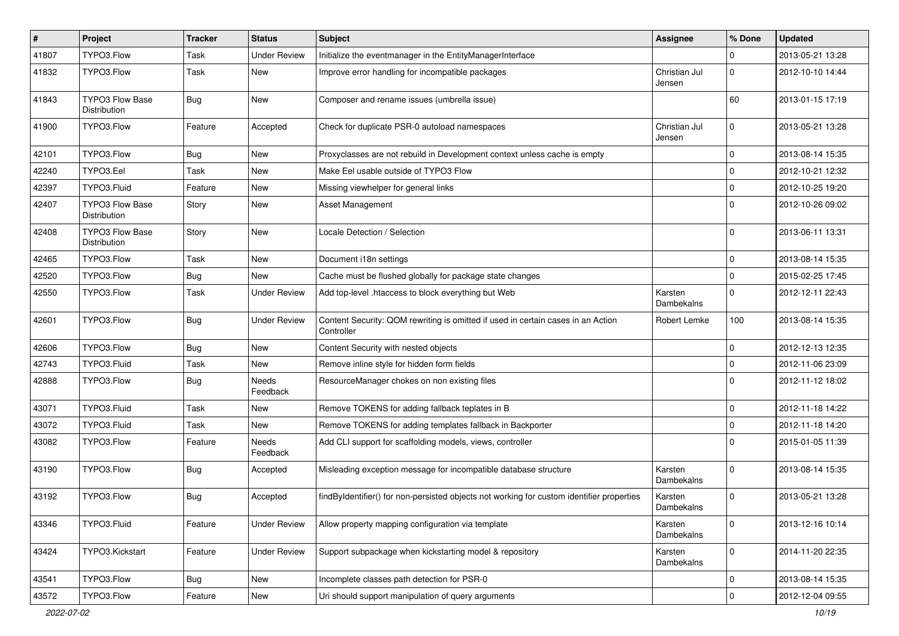| # | Project | Tracker | Status | Subject | Assignee | % Done | Updated |
|---|---|---|---|---|---|---|---|
| 41807 | TYPO3.Flow | Task | Under Review | Initialize the eventmanager in the EntityManagerInterface | | 0 | 2013-05-21 13:28 |
| 41832 | TYPO3.Flow | Task | New | Improve error handling for incompatible packages | Christian Jul Jensen | 0 | 2012-10-10 14:44 |
| 41843 | TYPO3 Flow Base Distribution | Bug | New | Composer and rename issues (umbrella issue) | | 60 | 2013-01-15 17:19 |
| 41900 | TYPO3.Flow | Feature | Accepted | Check for duplicate PSR-0 autoload namespaces | Christian Jul Jensen | 0 | 2013-05-21 13:28 |
| 42101 | TYPO3.Flow | Bug | New | Proxyclasses are not rebuild in Development context unless cache is empty | | 0 | 2013-08-14 15:35 |
| 42240 | TYPO3.Eel | Task | New | Make Eel usable outside of TYPO3 Flow | | 0 | 2012-10-21 12:32 |
| 42397 | TYPO3.Fluid | Feature | New | Missing viewhelper for general links | | 0 | 2012-10-25 19:20 |
| 42407 | TYPO3 Flow Base Distribution | Story | New | Asset Management | | 0 | 2012-10-26 09:02 |
| 42408 | TYPO3 Flow Base Distribution | Story | New | Locale Detection / Selection | | 0 | 2013-06-11 13:31 |
| 42465 | TYPO3.Flow | Task | New | Document i18n settings | | 0 | 2013-08-14 15:35 |
| 42520 | TYPO3.Flow | Bug | New | Cache must be flushed globally for package state changes | | 0 | 2015-02-25 17:45 |
| 42550 | TYPO3.Flow | Task | Under Review | Add top-level .htaccess to block everything but Web | Karsten Dambekalns | 0 | 2012-12-11 22:43 |
| 42601 | TYPO3.Flow | Bug | Under Review | Content Security: QOM rewriting is omitted if used in certain cases in an Action Controller | Robert Lemke | 100 | 2013-08-14 15:35 |
| 42606 | TYPO3.Flow | Bug | New | Content Security with nested objects | | 0 | 2012-12-13 12:35 |
| 42743 | TYPO3.Fluid | Task | New | Remove inline style for hidden form fields | | 0 | 2012-11-06 23:09 |
| 42888 | TYPO3.Flow | Bug | Needs Feedback | ResourceManager chokes on non existing files | | 0 | 2012-11-12 18:02 |
| 43071 | TYPO3.Fluid | Task | New | Remove TOKENS for adding fallback teplates in B | | 0 | 2012-11-18 14:22 |
| 43072 | TYPO3.Fluid | Task | New | Remove TOKENS for adding templates fallback in Backporter | | 0 | 2012-11-18 14:20 |
| 43082 | TYPO3.Flow | Feature | Needs Feedback | Add CLI support for scaffolding models, views, controller | | 0 | 2015-01-05 11:39 |
| 43190 | TYPO3.Flow | Bug | Accepted | Misleading exception message for incompatible database structure | Karsten Dambekalns | 0 | 2013-08-14 15:35 |
| 43192 | TYPO3.Flow | Bug | Accepted | findByIdentifier() for non-persisted objects not working for custom identifier properties | Karsten Dambekalns | 0 | 2013-05-21 13:28 |
| 43346 | TYPO3.Fluid | Feature | Under Review | Allow property mapping configuration via template | Karsten Dambekalns | 0 | 2013-12-16 10:14 |
| 43424 | TYPO3.Kickstart | Feature | Under Review | Support subpackage when kickstarting model & repository | Karsten Dambekalns | 0 | 2014-11-20 22:35 |
| 43541 | TYPO3.Flow | Bug | New | Incomplete classes path detection for PSR-0 | | 0 | 2013-08-14 15:35 |
| 43572 | TYPO3.Flow | Feature | New | Uri should support manipulation of query arguments | | 0 | 2012-12-04 09:55 |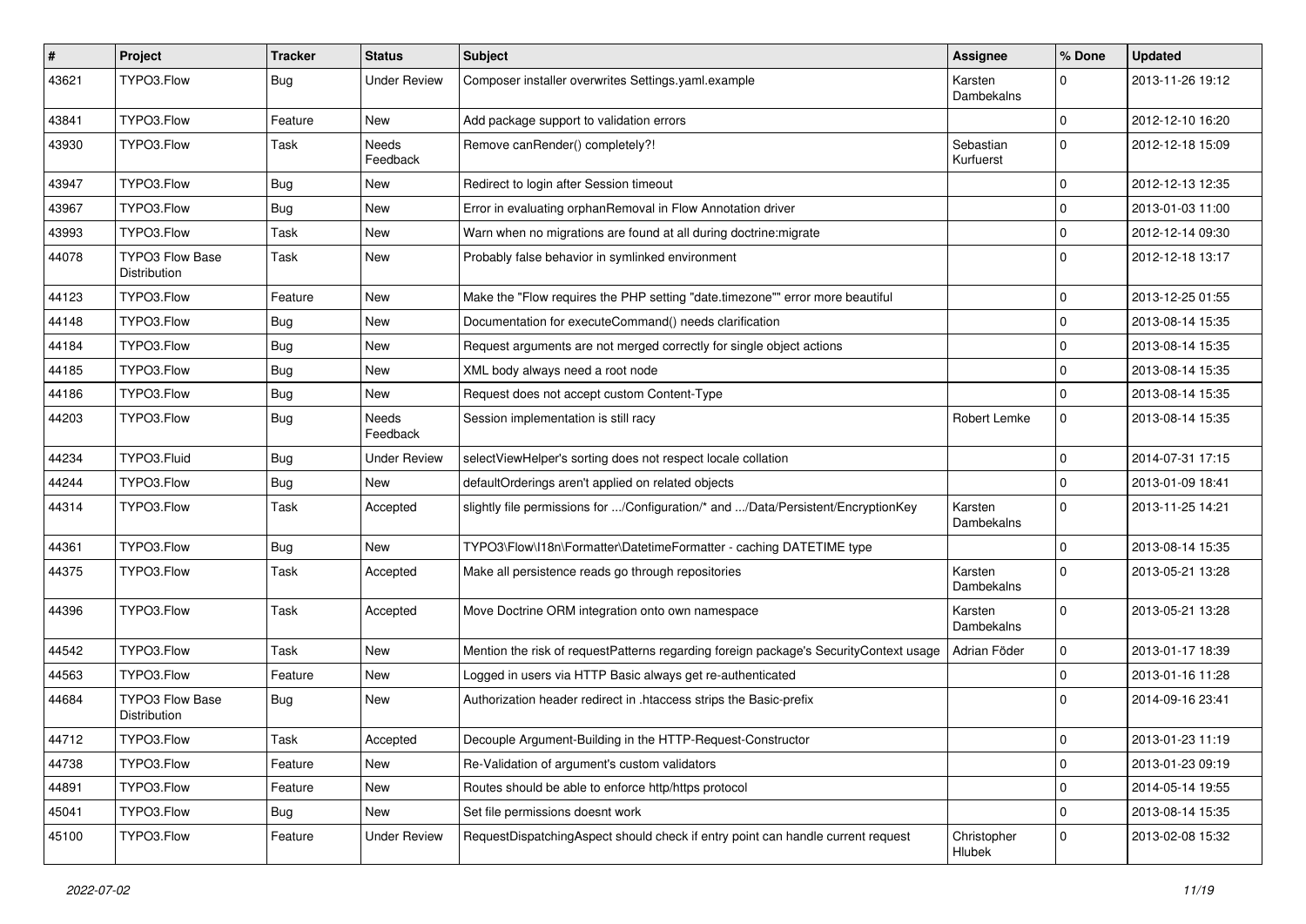| # | Project | Tracker | Status | Subject | Assignee | % Done | Updated |
|---|---|---|---|---|---|---|---|
| 43621 | TYPO3.Flow | Bug | Under Review | Composer installer overwrites Settings.yaml.example | Karsten Dambekalns | 0 | 2013-11-26 19:12 |
| 43841 | TYPO3.Flow | Feature | New | Add package support to validation errors | | 0 | 2012-12-10 16:20 |
| 43930 | TYPO3.Flow | Task | Needs Feedback | Remove canRender() completely?! | Sebastian Kurfuerst | 0 | 2012-12-18 15:09 |
| 43947 | TYPO3.Flow | Bug | New | Redirect to login after Session timeout | | 0 | 2012-12-13 12:35 |
| 43967 | TYPO3.Flow | Bug | New | Error in evaluating orphanRemoval in Flow Annotation driver | | 0 | 2013-01-03 11:00 |
| 43993 | TYPO3.Flow | Task | New | Warn when no migrations are found at all during doctrine:migrate | | 0 | 2012-12-14 09:30 |
| 44078 | TYPO3 Flow Base Distribution | Task | New | Probably false behavior in symlinked environment | | 0 | 2012-12-18 13:17 |
| 44123 | TYPO3.Flow | Feature | New | Make the "Flow requires the PHP setting "date.timezone"" error more beautiful | | 0 | 2013-12-25 01:55 |
| 44148 | TYPO3.Flow | Bug | New | Documentation for executeCommand() needs clarification | | 0 | 2013-08-14 15:35 |
| 44184 | TYPO3.Flow | Bug | New | Request arguments are not merged correctly for single object actions | | 0 | 2013-08-14 15:35 |
| 44185 | TYPO3.Flow | Bug | New | XML body always need a root node | | 0 | 2013-08-14 15:35 |
| 44186 | TYPO3.Flow | Bug | New | Request does not accept custom Content-Type | | 0 | 2013-08-14 15:35 |
| 44203 | TYPO3.Flow | Bug | Needs Feedback | Session implementation is still racy | Robert Lemke | 0 | 2013-08-14 15:35 |
| 44234 | TYPO3.Fluid | Bug | Under Review | selectViewHelper's sorting does not respect locale collation | | 0 | 2014-07-31 17:15 |
| 44244 | TYPO3.Flow | Bug | New | defaultOrderings aren't applied on related objects | | 0 | 2013-01-09 18:41 |
| 44314 | TYPO3.Flow | Task | Accepted | slightly file permissions for .../Configuration/* and .../Data/Persistent/EncryptionKey | Karsten Dambekalns | 0 | 2013-11-25 14:21 |
| 44361 | TYPO3.Flow | Bug | New | TYPO3\Flow\I18n\Formatter\DatetimeFormatter - caching DATETIME type | | 0 | 2013-08-14 15:35 |
| 44375 | TYPO3.Flow | Task | Accepted | Make all persistence reads go through repositories | Karsten Dambekalns | 0 | 2013-05-21 13:28 |
| 44396 | TYPO3.Flow | Task | Accepted | Move Doctrine ORM integration onto own namespace | Karsten Dambekalns | 0 | 2013-05-21 13:28 |
| 44542 | TYPO3.Flow | Task | New | Mention the risk of requestPatterns regarding foreign package's SecurityContext usage | Adrian Föder | 0 | 2013-01-17 18:39 |
| 44563 | TYPO3.Flow | Feature | New | Logged in users via HTTP Basic always get re-authenticated | | 0 | 2013-01-16 11:28 |
| 44684 | TYPO3 Flow Base Distribution | Bug | New | Authorization header redirect in .htaccess strips the Basic-prefix | | 0 | 2014-09-16 23:41 |
| 44712 | TYPO3.Flow | Task | Accepted | Decouple Argument-Building in the HTTP-Request-Constructor | | 0 | 2013-01-23 11:19 |
| 44738 | TYPO3.Flow | Feature | New | Re-Validation of argument's custom validators | | 0 | 2013-01-23 09:19 |
| 44891 | TYPO3.Flow | Feature | New | Routes should be able to enforce http/https protocol | | 0 | 2014-05-14 19:55 |
| 45041 | TYPO3.Flow | Bug | New | Set file permissions doesnt work | | 0 | 2013-08-14 15:35 |
| 45100 | TYPO3.Flow | Feature | Under Review | RequestDispatchingAspect should check if entry point can handle current request | Christopher Hlubek | 0 | 2013-02-08 15:32 |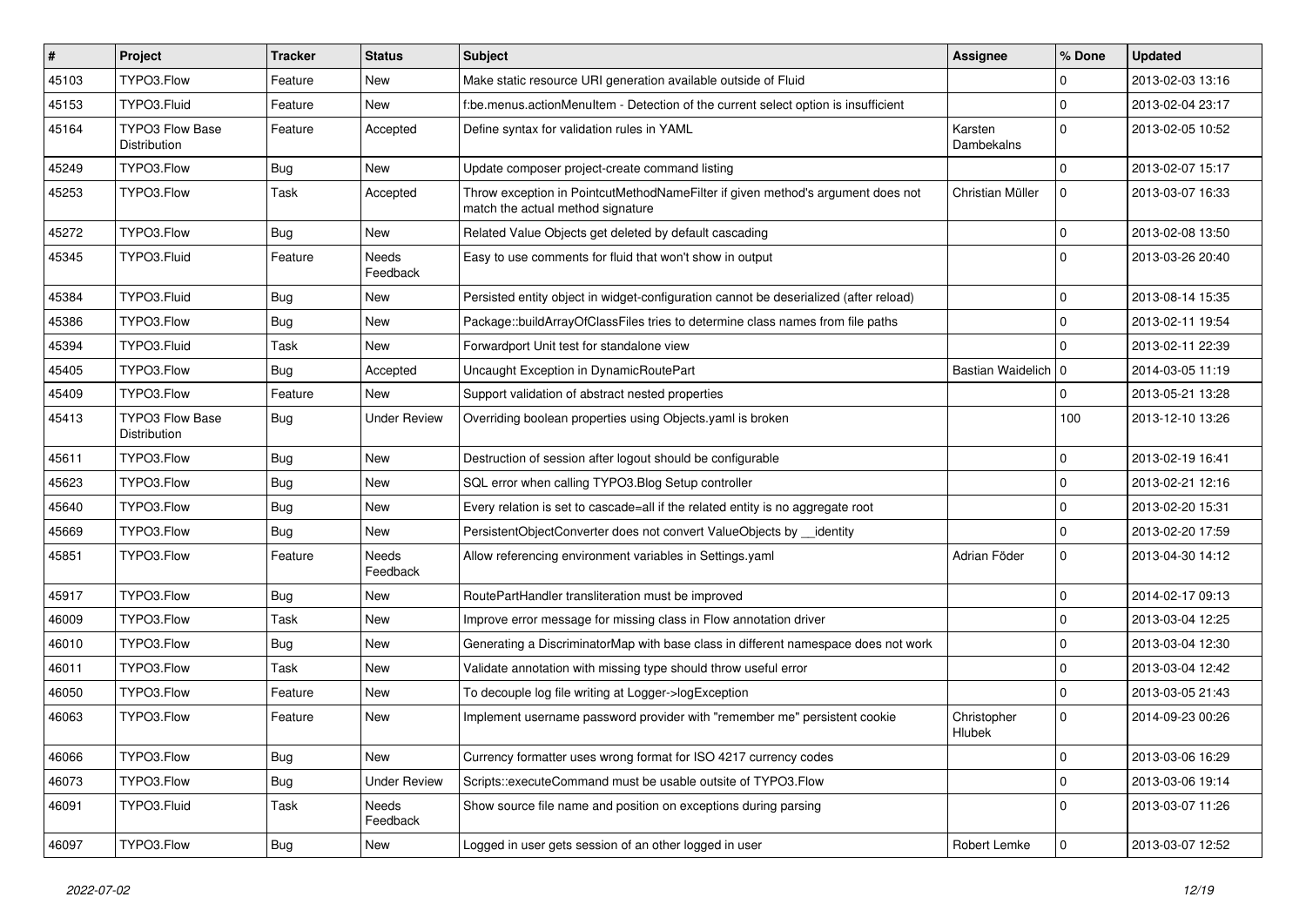| # | Project | Tracker | Status | Subject | Assignee | % Done | Updated |
|---|---|---|---|---|---|---|---|
| 45103 | TYPO3.Flow | Feature | New | Make static resource URI generation available outside of Fluid | | 0 | 2013-02-03 13:16 |
| 45153 | TYPO3.Fluid | Feature | New | f:be.menus.actionMenuItem - Detection of the current select option is insufficient | | 0 | 2013-02-04 23:17 |
| 45164 | TYPO3 Flow Base Distribution | Feature | Accepted | Define syntax for validation rules in YAML | Karsten Dambekalns | 0 | 2013-02-05 10:52 |
| 45249 | TYPO3.Flow | Bug | New | Update composer project-create command listing | | 0 | 2013-02-07 15:17 |
| 45253 | TYPO3.Flow | Task | Accepted | Throw exception in PointcutMethodNameFilter if given method's argument does not match the actual method signature | Christian Müller | 0 | 2013-03-07 16:33 |
| 45272 | TYPO3.Flow | Bug | New | Related Value Objects get deleted by default cascading | | 0 | 2013-02-08 13:50 |
| 45345 | TYPO3.Fluid | Feature | Needs Feedback | Easy to use comments for fluid that won't show in output | | 0 | 2013-03-26 20:40 |
| 45384 | TYPO3.Fluid | Bug | New | Persisted entity object in widget-configuration cannot be deserialized (after reload) | | 0 | 2013-08-14 15:35 |
| 45386 | TYPO3.Flow | Bug | New | Package::buildArrayOfClassFiles tries to determine class names from file paths | | 0 | 2013-02-11 19:54 |
| 45394 | TYPO3.Fluid | Task | New | Forwardport Unit test for standalone view | | 0 | 2013-02-11 22:39 |
| 45405 | TYPO3.Flow | Bug | Accepted | Uncaught Exception in DynamicRoutePart | Bastian Waidelich | 0 | 2014-03-05 11:19 |
| 45409 | TYPO3.Flow | Feature | New | Support validation of abstract nested properties | | 0 | 2013-05-21 13:28 |
| 45413 | TYPO3 Flow Base Distribution | Bug | Under Review | Overriding boolean properties using Objects.yaml is broken | | 100 | 2013-12-10 13:26 |
| 45611 | TYPO3.Flow | Bug | New | Destruction of session after logout should be configurable | | 0 | 2013-02-19 16:41 |
| 45623 | TYPO3.Flow | Bug | New | SQL error when calling TYPO3.Blog Setup controller | | 0 | 2013-02-21 12:16 |
| 45640 | TYPO3.Flow | Bug | New | Every relation is set to cascade=all if the related entity is no aggregate root | | 0 | 2013-02-20 15:31 |
| 45669 | TYPO3.Flow | Bug | New | PersistentObjectConverter does not convert ValueObjects by __identity | | 0 | 2013-02-20 17:59 |
| 45851 | TYPO3.Flow | Feature | Needs Feedback | Allow referencing environment variables in Settings.yaml | Adrian Föder | 0 | 2013-04-30 14:12 |
| 45917 | TYPO3.Flow | Bug | New | RoutePartHandler transliteration must be improved | | 0 | 2014-02-17 09:13 |
| 46009 | TYPO3.Flow | Task | New | Improve error message for missing class in Flow annotation driver | | 0 | 2013-03-04 12:25 |
| 46010 | TYPO3.Flow | Bug | New | Generating a DiscriminatorMap with base class in different namespace does not work | | 0 | 2013-03-04 12:30 |
| 46011 | TYPO3.Flow | Task | New | Validate annotation with missing type should throw useful error | | 0 | 2013-03-04 12:42 |
| 46050 | TYPO3.Flow | Feature | New | To decouple log file writing at Logger->logException | | 0 | 2013-03-05 21:43 |
| 46063 | TYPO3.Flow | Feature | New | Implement username password provider with "remember me" persistent cookie | Christopher Hlubek | 0 | 2014-09-23 00:26 |
| 46066 | TYPO3.Flow | Bug | New | Currency formatter uses wrong format for ISO 4217 currency codes | | 0 | 2013-03-06 16:29 |
| 46073 | TYPO3.Flow | Bug | Under Review | Scripts::executeCommand must be usable outsite of TYPO3.Flow | | 0 | 2013-03-06 19:14 |
| 46091 | TYPO3.Fluid | Task | Needs Feedback | Show source file name and position on exceptions during parsing | | 0 | 2013-03-07 11:26 |
| 46097 | TYPO3.Flow | Bug | New | Logged in user gets session of an other logged in user | Robert Lemke | 0 | 2013-03-07 12:52 |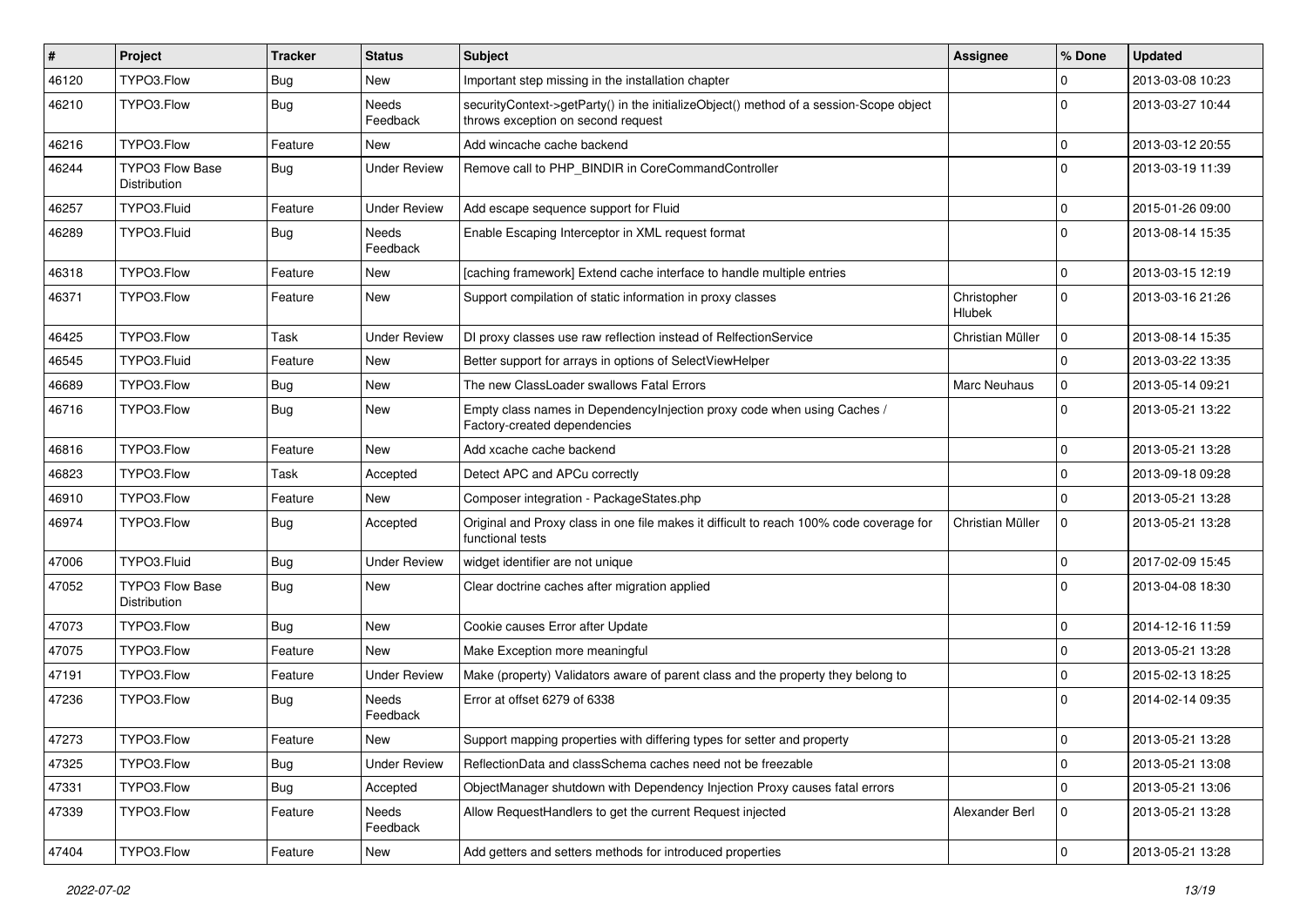| # | Project | Tracker | Status | Subject | Assignee | % Done | Updated |
|---|---|---|---|---|---|---|---|
| 46120 | TYPO3.Flow | Bug | New | Important step missing in the installation chapter | | 0 | 2013-03-08 10:23 |
| 46210 | TYPO3.Flow | Bug | Needs Feedback | securityContext->getParty() in the initializeObject() method of a session-Scope object throws exception on second request | | 0 | 2013-03-27 10:44 |
| 46216 | TYPO3.Flow | Feature | New | Add wincache cache backend | | 0 | 2013-03-12 20:55 |
| 46244 | TYPO3 Flow Base Distribution | Bug | Under Review | Remove call to PHP_BINDIR in CoreCommandController | | 0 | 2013-03-19 11:39 |
| 46257 | TYPO3.Fluid | Feature | Under Review | Add escape sequence support for Fluid | | 0 | 2015-01-26 09:00 |
| 46289 | TYPO3.Fluid | Bug | Needs Feedback | Enable Escaping Interceptor in XML request format | | 0 | 2013-08-14 15:35 |
| 46318 | TYPO3.Flow | Feature | New | [caching framework] Extend cache interface to handle multiple entries | | 0 | 2013-03-15 12:19 |
| 46371 | TYPO3.Flow | Feature | New | Support compilation of static information in proxy classes | Christopher Hlubek | 0 | 2013-03-16 21:26 |
| 46425 | TYPO3.Flow | Task | Under Review | DI proxy classes use raw reflection instead of RelfectionService | Christian Müller | 0 | 2013-08-14 15:35 |
| 46545 | TYPO3.Fluid | Feature | New | Better support for arrays in options of SelectViewHelper | | 0 | 2013-03-22 13:35 |
| 46689 | TYPO3.Flow | Bug | New | The new ClassLoader swallows Fatal Errors | Marc Neuhaus | 0 | 2013-05-14 09:21 |
| 46716 | TYPO3.Flow | Bug | New | Empty class names in DependencyInjection proxy code when using Caches / Factory-created dependencies | | 0 | 2013-05-21 13:22 |
| 46816 | TYPO3.Flow | Feature | New | Add xcache cache backend | | 0 | 2013-05-21 13:28 |
| 46823 | TYPO3.Flow | Task | Accepted | Detect APC and APCu correctly | | 0 | 2013-09-18 09:28 |
| 46910 | TYPO3.Flow | Feature | New | Composer integration - PackageStates.php | | 0 | 2013-05-21 13:28 |
| 46974 | TYPO3.Flow | Bug | Accepted | Original and Proxy class in one file makes it difficult to reach 100% code coverage for functional tests | Christian Müller | 0 | 2013-05-21 13:28 |
| 47006 | TYPO3.Fluid | Bug | Under Review | widget identifier are not unique | | 0 | 2017-02-09 15:45 |
| 47052 | TYPO3 Flow Base Distribution | Bug | New | Clear doctrine caches after migration applied | | 0 | 2013-04-08 18:30 |
| 47073 | TYPO3.Flow | Bug | New | Cookie causes Error after Update | | 0 | 2014-12-16 11:59 |
| 47075 | TYPO3.Flow | Feature | New | Make Exception more meaningful | | 0 | 2013-05-21 13:28 |
| 47191 | TYPO3.Flow | Feature | Under Review | Make (property) Validators aware of parent class and the property they belong to | | 0 | 2015-02-13 18:25 |
| 47236 | TYPO3.Flow | Bug | Needs Feedback | Error at offset 6279 of 6338 | | 0 | 2014-02-14 09:35 |
| 47273 | TYPO3.Flow | Feature | New | Support mapping properties with differing types for setter and property | | 0 | 2013-05-21 13:28 |
| 47325 | TYPO3.Flow | Bug | Under Review | ReflectionData and classSchema caches need not be freezable | | 0 | 2013-05-21 13:08 |
| 47331 | TYPO3.Flow | Bug | Accepted | ObjectManager shutdown with Dependency Injection Proxy causes fatal errors | | 0 | 2013-05-21 13:06 |
| 47339 | TYPO3.Flow | Feature | Needs Feedback | Allow RequestHandlers to get the current Request injected | Alexander Berl | 0 | 2013-05-21 13:28 |
| 47404 | TYPO3.Flow | Feature | New | Add getters and setters methods for introduced properties | | 0 | 2013-05-21 13:28 |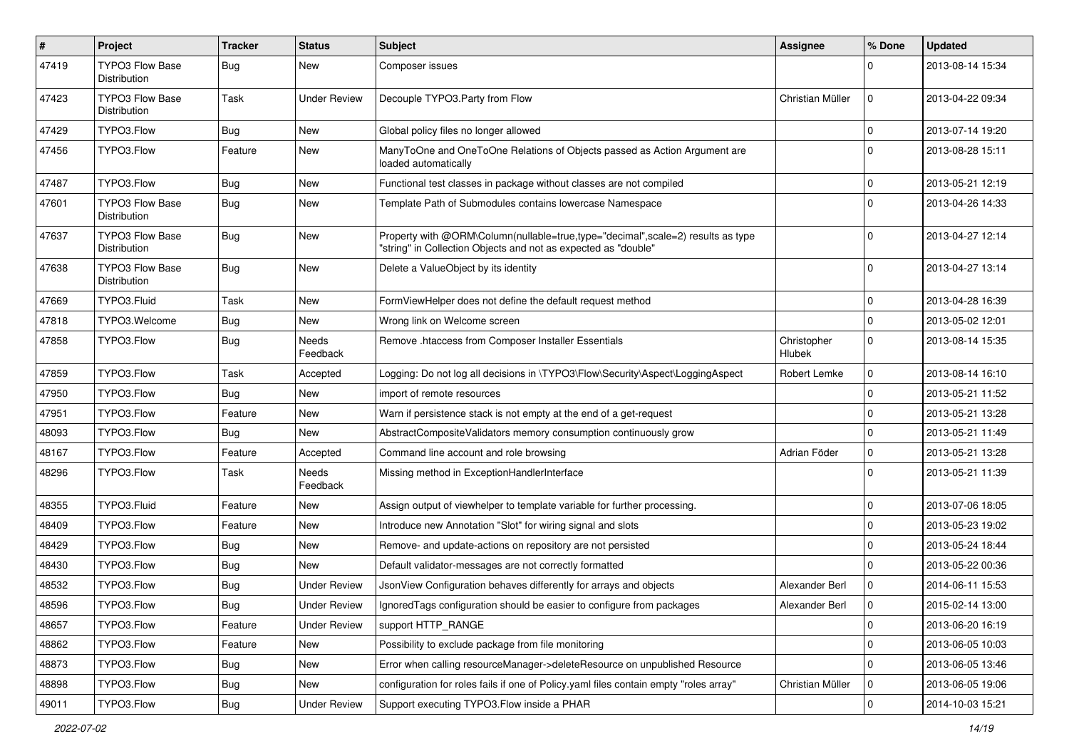| # | Project | Tracker | Status | Subject | Assignee | % Done | Updated |
|---|---|---|---|---|---|---|---|
| 47419 | TYPO3 Flow Base Distribution | Bug | New | Composer issues | | 0 | 2013-08-14 15:34 |
| 47423 | TYPO3 Flow Base Distribution | Task | Under Review | Decouple TYPO3.Party from Flow | Christian Müller | 0 | 2013-04-22 09:34 |
| 47429 | TYPO3.Flow | Bug | New | Global policy files no longer allowed | | 0 | 2013-07-14 19:20 |
| 47456 | TYPO3.Flow | Feature | New | ManyToOne and OneToOne Relations of Objects passed as Action Argument are loaded automatically | | 0 | 2013-08-28 15:11 |
| 47487 | TYPO3.Flow | Bug | New | Functional test classes in package without classes are not compiled | | 0 | 2013-05-21 12:19 |
| 47601 | TYPO3 Flow Base Distribution | Bug | New | Template Path of Submodules contains lowercase Namespace | | 0 | 2013-04-26 14:33 |
| 47637 | TYPO3 Flow Base Distribution | Bug | New | Property with @ORM\Column(nullable=true,type="decimal",scale=2) results as type "string" in Collection Objects and not as expected as "double" | | 0 | 2013-04-27 12:14 |
| 47638 | TYPO3 Flow Base Distribution | Bug | New | Delete a ValueObject by its identity | | 0 | 2013-04-27 13:14 |
| 47669 | TYPO3.Fluid | Task | New | FormViewHelper does not define the default request method | | 0 | 2013-04-28 16:39 |
| 47818 | TYPO3.Welcome | Bug | New | Wrong link on Welcome screen | | 0 | 2013-05-02 12:01 |
| 47858 | TYPO3.Flow | Bug | Needs Feedback | Remove .htaccess from Composer Installer Essentials | Christopher Hlubek | 0 | 2013-08-14 15:35 |
| 47859 | TYPO3.Flow | Task | Accepted | Logging: Do not log all decisions in \TYPO3\Flow\Security\Aspect\LoggingAspect | Robert Lemke | 0 | 2013-08-14 16:10 |
| 47950 | TYPO3.Flow | Bug | New | import of remote resources | | 0 | 2013-05-21 11:52 |
| 47951 | TYPO3.Flow | Feature | New | Warn if persistence stack is not empty at the end of a get-request | | 0 | 2013-05-21 13:28 |
| 48093 | TYPO3.Flow | Bug | New | AbstractCompositeValidators memory consumption continuously grow | | 0 | 2013-05-21 11:49 |
| 48167 | TYPO3.Flow | Feature | Accepted | Command line account and role browsing | Adrian Föder | 0 | 2013-05-21 13:28 |
| 48296 | TYPO3.Flow | Task | Needs Feedback | Missing method in ExceptionHandlerInterface | | 0 | 2013-05-21 11:39 |
| 48355 | TYPO3.Fluid | Feature | New | Assign output of viewhelper to template variable for further processing. | | 0 | 2013-07-06 18:05 |
| 48409 | TYPO3.Flow | Feature | New | Introduce new Annotation "Slot" for wiring signal and slots | | 0 | 2013-05-23 19:02 |
| 48429 | TYPO3.Flow | Bug | New | Remove- and update-actions on repository are not persisted | | 0 | 2013-05-24 18:44 |
| 48430 | TYPO3.Flow | Bug | New | Default validator-messages are not correctly formatted | | 0 | 2013-05-22 00:36 |
| 48532 | TYPO3.Flow | Bug | Under Review | JsonView Configuration behaves differently for arrays and objects | Alexander Berl | 0 | 2014-06-11 15:53 |
| 48596 | TYPO3.Flow | Bug | Under Review | IgnoredTags configuration should be easier to configure from packages | Alexander Berl | 0 | 2015-02-14 13:00 |
| 48657 | TYPO3.Flow | Feature | Under Review | support HTTP_RANGE | | 0 | 2013-06-20 16:19 |
| 48862 | TYPO3.Flow | Feature | New | Possibility to exclude package from file monitoring | | 0 | 2013-06-05 10:03 |
| 48873 | TYPO3.Flow | Bug | New | Error when calling resourceManager->deleteResource on unpublished Resource | | 0 | 2013-06-05 13:46 |
| 48898 | TYPO3.Flow | Bug | New | configuration for roles fails if one of Policy.yaml files contain empty "roles array" | Christian Müller | 0 | 2013-06-05 19:06 |
| 49011 | TYPO3.Flow | Bug | Under Review | Support executing TYPO3.Flow inside a PHAR | | 0 | 2014-10-03 15:21 |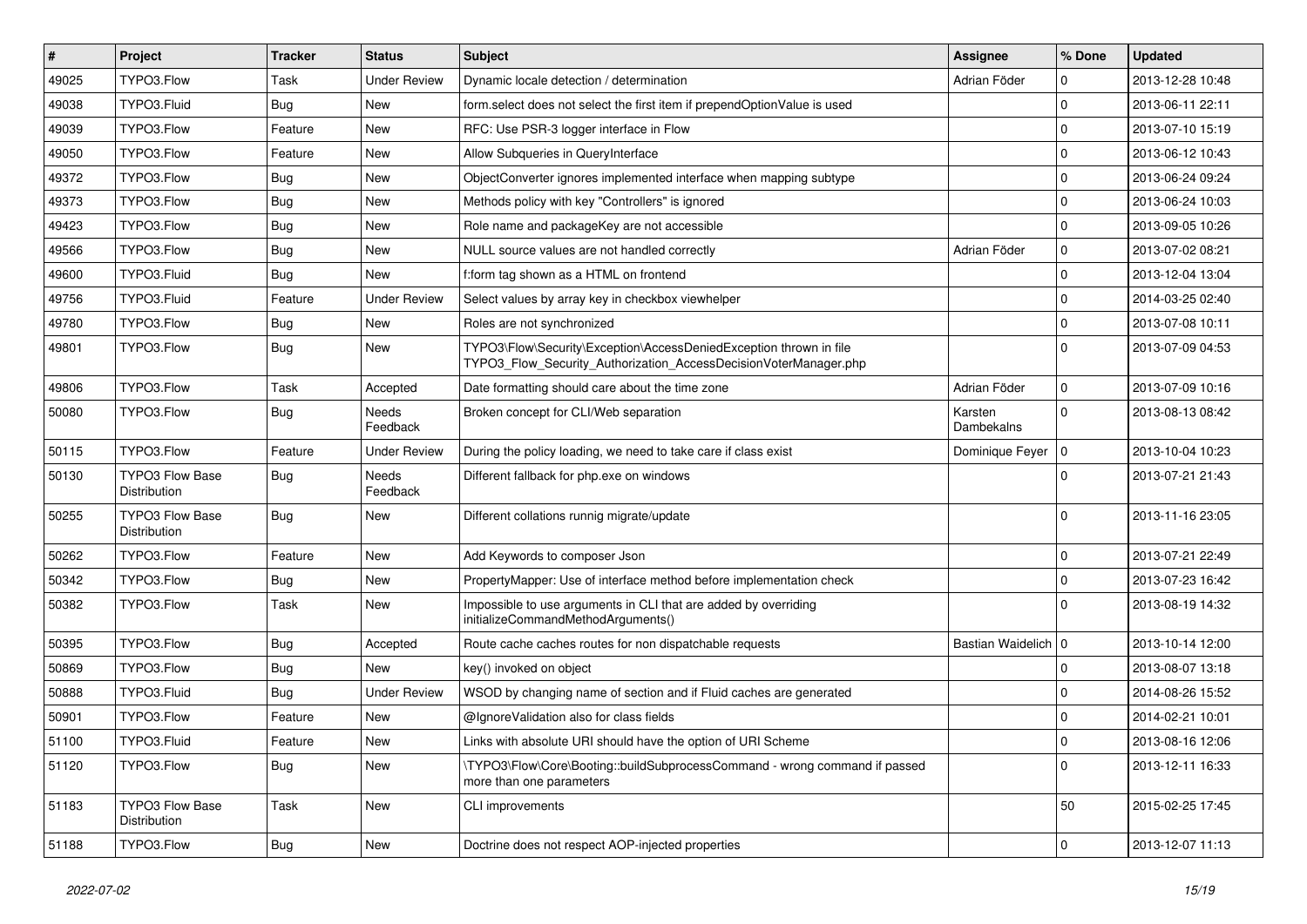| # | Project | Tracker | Status | Subject | Assignee | % Done | Updated |
|---|---|---|---|---|---|---|---|
| 49025 | TYPO3.Flow | Task | Under Review | Dynamic locale detection / determination | Adrian Föder | 0 | 2013-12-28 10:48 |
| 49038 | TYPO3.Fluid | Bug | New | form.select does not select the first item if prependOptionValue is used | | 0 | 2013-06-11 22:11 |
| 49039 | TYPO3.Flow | Feature | New | RFC: Use PSR-3 logger interface in Flow | | 0 | 2013-07-10 15:19 |
| 49050 | TYPO3.Flow | Feature | New | Allow Subqueries in QueryInterface | | 0 | 2013-06-12 10:43 |
| 49372 | TYPO3.Flow | Bug | New | ObjectConverter ignores implemented interface when mapping subtype | | 0 | 2013-06-24 09:24 |
| 49373 | TYPO3.Flow | Bug | New | Methods policy with key "Controllers" is ignored | | 0 | 2013-06-24 10:03 |
| 49423 | TYPO3.Flow | Bug | New | Role name and packageKey are not accessible | | 0 | 2013-09-05 10:26 |
| 49566 | TYPO3.Flow | Bug | New | NULL source values are not handled correctly | Adrian Föder | 0 | 2013-07-02 08:21 |
| 49600 | TYPO3.Fluid | Bug | New | f:form tag shown as a HTML on frontend | | 0 | 2013-12-04 13:04 |
| 49756 | TYPO3.Fluid | Feature | Under Review | Select values by array key in checkbox viewhelper | | 0 | 2014-03-25 02:40 |
| 49780 | TYPO3.Flow | Bug | New | Roles are not synchronized | | 0 | 2013-07-08 10:11 |
| 49801 | TYPO3.Flow | Bug | New | TYPO3\Flow\Security\Exception\AccessDeniedException thrown in file TYPO3_Flow_Security_Authorization_AccessDecisionVoterManager.php | | 0 | 2013-07-09 04:53 |
| 49806 | TYPO3.Flow | Task | Accepted | Date formatting should care about the time zone | Adrian Föder | 0 | 2013-07-09 10:16 |
| 50080 | TYPO3.Flow | Bug | Needs Feedback | Broken concept for CLI/Web separation | Karsten Dambekalns | 0 | 2013-08-13 08:42 |
| 50115 | TYPO3.Flow | Feature | Under Review | During the policy loading, we need to take care if class exist | Dominique Feyer | 0 | 2013-10-04 10:23 |
| 50130 | TYPO3 Flow Base Distribution | Bug | Needs Feedback | Different fallback for php.exe on windows | | 0 | 2013-07-21 21:43 |
| 50255 | TYPO3 Flow Base Distribution | Bug | New | Different collations runnig migrate/update | | 0 | 2013-11-16 23:05 |
| 50262 | TYPO3.Flow | Feature | New | Add Keywords to composer Json | | 0 | 2013-07-21 22:49 |
| 50342 | TYPO3.Flow | Bug | New | PropertyMapper: Use of interface method before implementation check | | 0 | 2013-07-23 16:42 |
| 50382 | TYPO3.Flow | Task | New | Impossible to use arguments in CLI that are added by overriding initializeCommandMethodArguments() | | 0 | 2013-08-19 14:32 |
| 50395 | TYPO3.Flow | Bug | Accepted | Route cache caches routes for non dispatchable requests | Bastian Waidelich | 0 | 2013-10-14 12:00 |
| 50869 | TYPO3.Flow | Bug | New | key() invoked on object | | 0 | 2013-08-07 13:18 |
| 50888 | TYPO3.Fluid | Bug | Under Review | WSOD by changing name of section and if Fluid caches are generated | | 0 | 2014-08-26 15:52 |
| 50901 | TYPO3.Flow | Feature | New | @IgnoreValidation also for class fields | | 0 | 2014-02-21 10:01 |
| 51100 | TYPO3.Fluid | Feature | New | Links with absolute URI should have the option of URI Scheme | | 0 | 2013-08-16 12:06 |
| 51120 | TYPO3.Flow | Bug | New | \TYPO3\Flow\Core\Booting::buildSubprocessCommand - wrong command if passed more than one parameters | | 0 | 2013-12-11 16:33 |
| 51183 | TYPO3 Flow Base Distribution | Task | New | CLI improvements | | 50 | 2015-02-25 17:45 |
| 51188 | TYPO3.Flow | Bug | New | Doctrine does not respect AOP-injected properties | | 0 | 2013-12-07 11:13 |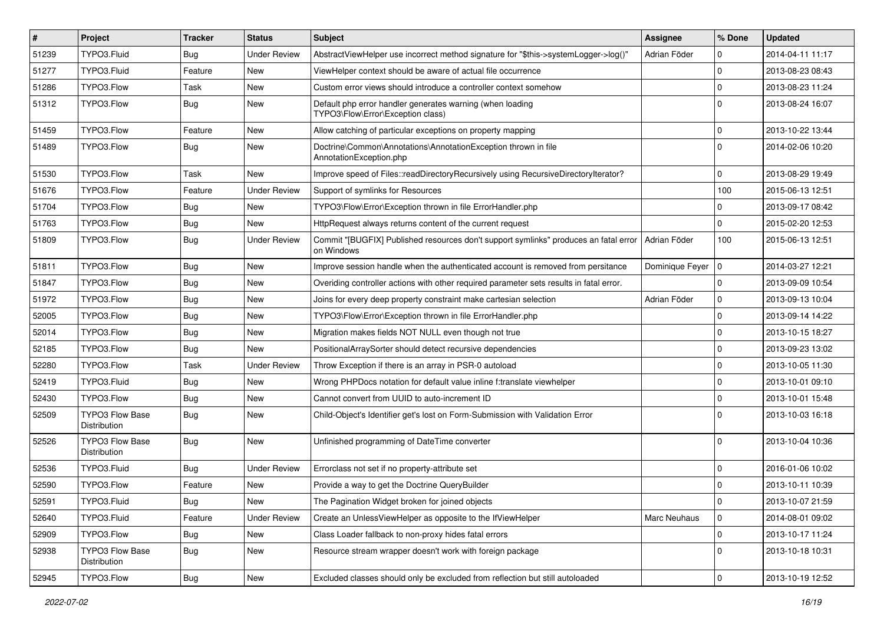| # | Project | Tracker | Status | Subject | Assignee | % Done | Updated |
|---|---|---|---|---|---|---|---|
| 51239 | TYPO3.Fluid | Bug | Under Review | AbstractViewHelper use incorrect method signature for "$this->systemLogger->log()" | Adrian Föder | 0 | 2014-04-11 11:17 |
| 51277 | TYPO3.Fluid | Feature | New | ViewHelper context should be aware of actual file occurrence | | 0 | 2013-08-23 08:43 |
| 51286 | TYPO3.Flow | Task | New | Custom error views should introduce a controller context somehow | | 0 | 2013-08-23 11:24 |
| 51312 | TYPO3.Flow | Bug | New | Default php error handler generates warning (when loading TYPO3\Flow\Error\Exception class) | | 0 | 2013-08-24 16:07 |
| 51459 | TYPO3.Flow | Feature | New | Allow catching of particular exceptions on property mapping | | 0 | 2013-10-22 13:44 |
| 51489 | TYPO3.Flow | Bug | New | Doctrine\Common\Annotations\AnnotationException thrown in file AnnotationException.php | | 0 | 2014-02-06 10:20 |
| 51530 | TYPO3.Flow | Task | New | Improve speed of Files::readDirectoryRecursively using RecursiveDirectoryIterator? | | 0 | 2013-08-29 19:49 |
| 51676 | TYPO3.Flow | Feature | Under Review | Support of symlinks for Resources | | 100 | 2015-06-13 12:51 |
| 51704 | TYPO3.Flow | Bug | New | TYPO3\Flow\Error\Exception thrown in file ErrorHandler.php | | 0 | 2013-09-17 08:42 |
| 51763 | TYPO3.Flow | Bug | New | HttpRequest always returns content of the current request | | 0 | 2015-02-20 12:53 |
| 51809 | TYPO3.Flow | Bug | Under Review | Commit "[BUGFIX] Published resources don't support symlinks" produces an fatal error on Windows | Adrian Föder | 100 | 2015-06-13 12:51 |
| 51811 | TYPO3.Flow | Bug | New | Improve session handle when the authenticated account is removed from persitance | Dominique Feyer | 0 | 2014-03-27 12:21 |
| 51847 | TYPO3.Flow | Bug | New | Overiding controller actions with other required parameter sets results in fatal error. | | 0 | 2013-09-09 10:54 |
| 51972 | TYPO3.Flow | Bug | New | Joins for every deep property constraint make cartesian selection | Adrian Föder | 0 | 2013-09-13 10:04 |
| 52005 | TYPO3.Flow | Bug | New | TYPO3\Flow\Error\Exception thrown in file ErrorHandler.php | | 0 | 2013-09-14 14:22 |
| 52014 | TYPO3.Flow | Bug | New | Migration makes fields NOT NULL even though not true | | 0 | 2013-10-15 18:27 |
| 52185 | TYPO3.Flow | Bug | New | PositionalArraySorter should detect recursive dependencies | | 0 | 2013-09-23 13:02 |
| 52280 | TYPO3.Flow | Task | Under Review | Throw Exception if there is an array in PSR-0 autoload | | 0 | 2013-10-05 11:30 |
| 52419 | TYPO3.Fluid | Bug | New | Wrong PHPDocs notation for default value inline f:translate viewhelper | | 0 | 2013-10-01 09:10 |
| 52430 | TYPO3.Flow | Bug | New | Cannot convert from UUID to auto-increment ID | | 0 | 2013-10-01 15:48 |
| 52509 | TYPO3 Flow Base Distribution | Bug | New | Child-Object's Identifier get's lost on Form-Submission with Validation Error | | 0 | 2013-10-03 16:18 |
| 52526 | TYPO3 Flow Base Distribution | Bug | New | Unfinished programming of DateTime converter | | 0 | 2013-10-04 10:36 |
| 52536 | TYPO3.Fluid | Bug | Under Review | Errorclass not set if no property-attribute set | | 0 | 2016-01-06 10:02 |
| 52590 | TYPO3.Flow | Feature | New | Provide a way to get the Doctrine QueryBuilder | | 0 | 2013-10-11 10:39 |
| 52591 | TYPO3.Fluid | Bug | New | The Pagination Widget broken for joined objects | | 0 | 2013-10-07 21:59 |
| 52640 | TYPO3.Fluid | Feature | Under Review | Create an UnlessViewHelper as opposite to the IfViewHelper | Marc Neuhaus | 0 | 2014-08-01 09:02 |
| 52909 | TYPO3.Flow | Bug | New | Class Loader fallback to non-proxy hides fatal errors | | 0 | 2013-10-17 11:24 |
| 52938 | TYPO3 Flow Base Distribution | Bug | New | Resource stream wrapper doesn't work with foreign package | | 0 | 2013-10-18 10:31 |
| 52945 | TYPO3.Flow | Bug | New | Excluded classes should only be excluded from reflection but still autoloaded | | 0 | 2013-10-19 12:52 |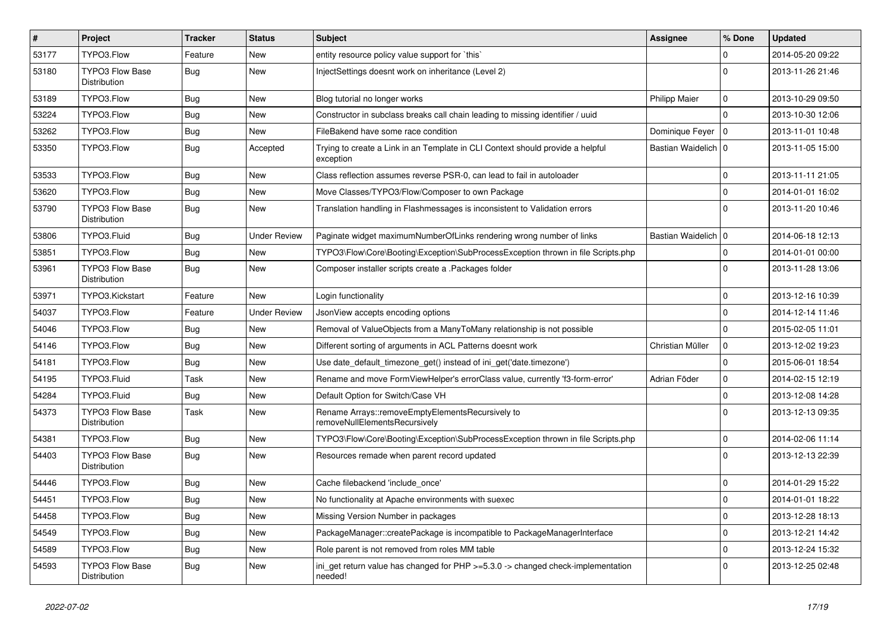| # | Project | Tracker | Status | Subject | Assignee | % Done | Updated |
|---|---|---|---|---|---|---|---|
| 53177 | TYPO3.Flow | Feature | New | entity resource policy value support for `this` | | 0 | 2014-05-20 09:22 |
| 53180 | TYPO3 Flow Base Distribution | Bug | New | InjectSettings doesnt work on inheritance (Level 2) | | 0 | 2013-11-26 21:46 |
| 53189 | TYPO3.Flow | Bug | New | Blog tutorial no longer works | Philipp Maier | 0 | 2013-10-29 09:50 |
| 53224 | TYPO3.Flow | Bug | New | Constructor in subclass breaks call chain leading to missing identifier / uuid | | 0 | 2013-10-30 12:06 |
| 53262 | TYPO3.Flow | Bug | New | FileBakend have some race condition | Dominique Feyer | 0 | 2013-11-01 10:48 |
| 53350 | TYPO3.Flow | Bug | Accepted | Trying to create a Link in an Template in CLI Context should provide a helpful exception | Bastian Waidelich | 0 | 2013-11-05 15:00 |
| 53533 | TYPO3.Flow | Bug | New | Class reflection assumes reverse PSR-0, can lead to fail in autoloader | | 0 | 2013-11-11 21:05 |
| 53620 | TYPO3.Flow | Bug | New | Move Classes/TYPO3/Flow/Composer to own Package | | 0 | 2014-01-01 16:02 |
| 53790 | TYPO3 Flow Base Distribution | Bug | New | Translation handling in Flashmessages is inconsistent to Validation errors | | 0 | 2013-11-20 10:46 |
| 53806 | TYPO3.Fluid | Bug | Under Review | Paginate widget maximumNumberOfLinks rendering wrong number of links | Bastian Waidelich | 0 | 2014-06-18 12:13 |
| 53851 | TYPO3.Flow | Bug | New | TYPO3\Flow\Core\Booting\Exception\SubProcessException thrown in file Scripts.php | | 0 | 2014-01-01 00:00 |
| 53961 | TYPO3 Flow Base Distribution | Bug | New | Composer installer scripts create a .Packages folder | | 0 | 2013-11-28 13:06 |
| 53971 | TYPO3.Kickstart | Feature | New | Login functionality | | 0 | 2013-12-16 10:39 |
| 54037 | TYPO3.Flow | Feature | Under Review | JsonView accepts encoding options | | 0 | 2014-12-14 11:46 |
| 54046 | TYPO3.Flow | Bug | New | Removal of ValueObjects from a ManyToMany relationship is not possible | | 0 | 2015-02-05 11:01 |
| 54146 | TYPO3.Flow | Bug | New | Different sorting of arguments in ACL Patterns doesnt work | Christian Müller | 0 | 2013-12-02 19:23 |
| 54181 | TYPO3.Flow | Bug | New | Use date_default_timezone_get() instead of ini_get('date.timezone') | | 0 | 2015-06-01 18:54 |
| 54195 | TYPO3.Fluid | Task | New | Rename and move FormViewHelper's errorClass value, currently 'f3-form-error' | Adrian Föder | 0 | 2014-02-15 12:19 |
| 54284 | TYPO3.Fluid | Bug | New | Default Option for Switch/Case VH | | 0 | 2013-12-08 14:28 |
| 54373 | TYPO3 Flow Base Distribution | Task | New | Rename Arrays::removeEmptyElementsRecursively to removeNullElementsRecursively | | 0 | 2013-12-13 09:35 |
| 54381 | TYPO3.Flow | Bug | New | TYPO3\Flow\Core\Booting\Exception\SubProcessException thrown in file Scripts.php | | 0 | 2014-02-06 11:14 |
| 54403 | TYPO3 Flow Base Distribution | Bug | New | Resources remade when parent record updated | | 0 | 2013-12-13 22:39 |
| 54446 | TYPO3.Flow | Bug | New | Cache filebackend 'include_once' | | 0 | 2014-01-29 15:22 |
| 54451 | TYPO3.Flow | Bug | New | No functionality at Apache environments with suexec | | 0 | 2014-01-01 18:22 |
| 54458 | TYPO3.Flow | Bug | New | Missing Version Number in packages | | 0 | 2013-12-28 18:13 |
| 54549 | TYPO3.Flow | Bug | New | PackageManager::createPackage is incompatible to PackageManagerInterface | | 0 | 2013-12-21 14:42 |
| 54589 | TYPO3.Flow | Bug | New | Role parent is not removed from roles MM table | | 0 | 2013-12-24 15:32 |
| 54593 | TYPO3 Flow Base Distribution | Bug | New | ini_get return value has changed for PHP >=5.3.0 -> changed check-implementation needed! | | 0 | 2013-12-25 02:48 |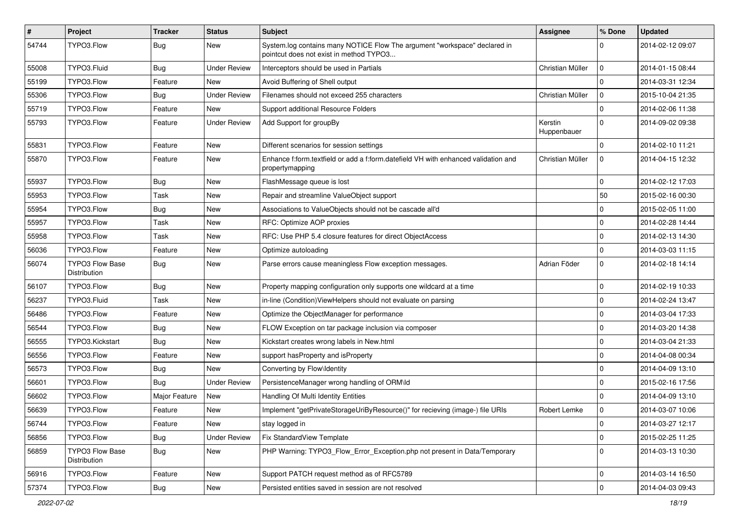| # | Project | Tracker | Status | Subject | Assignee | % Done | Updated |
|---|---|---|---|---|---|---|---|
| 54744 | TYPO3.Flow | Bug | New | System.log contains many NOTICE Flow The argument "workspace" declared in pointcut does not exist in method TYPO3... | | 0 | 2014-02-12 09:07 |
| 55008 | TYPO3.Fluid | Bug | Under Review | Interceptors should be used in Partials | Christian Müller | 0 | 2014-01-15 08:44 |
| 55199 | TYPO3.Flow | Feature | New | Avoid Buffering of Shell output | | 0 | 2014-03-31 12:34 |
| 55306 | TYPO3.Flow | Bug | Under Review | Filenames should not exceed 255 characters | Christian Müller | 0 | 2015-10-04 21:35 |
| 55719 | TYPO3.Flow | Feature | New | Support additional Resource Folders | | 0 | 2014-02-06 11:38 |
| 55793 | TYPO3.Flow | Feature | Under Review | Add Support for groupBy | Kerstin Huppenbauer | 0 | 2014-09-02 09:38 |
| 55831 | TYPO3.Flow | Feature | New | Different scenarios for session settings | | 0 | 2014-02-10 11:21 |
| 55870 | TYPO3.Flow | Feature | New | Enhance f:form.textfield or add a f:form.datefield VH with enhanced validation and propertymapping | Christian Müller | 0 | 2014-04-15 12:32 |
| 55937 | TYPO3.Flow | Bug | New | FlashMessage queue is lost | | 0 | 2014-02-12 17:03 |
| 55953 | TYPO3.Flow | Task | New | Repair and streamline ValueObject support | | 50 | 2015-02-16 00:30 |
| 55954 | TYPO3.Flow | Bug | New | Associations to ValueObjects should not be cascade all'd | | 0 | 2015-02-05 11:00 |
| 55957 | TYPO3.Flow | Task | New | RFC: Optimize AOP proxies | | 0 | 2014-02-28 14:44 |
| 55958 | TYPO3.Flow | Task | New | RFC: Use PHP 5.4 closure features for direct ObjectAccess | | 0 | 2014-02-13 14:30 |
| 56036 | TYPO3.Flow | Feature | New | Optimize autoloading | | 0 | 2014-03-03 11:15 |
| 56074 | TYPO3 Flow Base Distribution | Bug | New | Parse errors cause meaningless Flow exception messages. | Adrian Föder | 0 | 2014-02-18 14:14 |
| 56107 | TYPO3.Flow | Bug | New | Property mapping configuration only supports one wildcard at a time | | 0 | 2014-02-19 10:33 |
| 56237 | TYPO3.Fluid | Task | New | in-line (Condition)ViewHelpers should not evaluate on parsing | | 0 | 2014-02-24 13:47 |
| 56486 | TYPO3.Flow | Feature | New | Optimize the ObjectManager for performance | | 0 | 2014-03-04 17:33 |
| 56544 | TYPO3.Flow | Bug | New | FLOW Exception on tar package inclusion via composer | | 0 | 2014-03-20 14:38 |
| 56555 | TYPO3.Kickstart | Bug | New | Kickstart creates wrong labels in New.html | | 0 | 2014-03-04 21:33 |
| 56556 | TYPO3.Flow | Feature | New | support hasProperty and isProperty | | 0 | 2014-04-08 00:34 |
| 56573 | TYPO3.Flow | Bug | New | Converting by Flow\Identity | | 0 | 2014-04-09 13:10 |
| 56601 | TYPO3.Flow | Bug | Under Review | PersistenceManager wrong handling of ORM\Id | | 0 | 2015-02-16 17:56 |
| 56602 | TYPO3.Flow | Major Feature | New | Handling Of Multi Identity Entities | | 0 | 2014-04-09 13:10 |
| 56639 | TYPO3.Flow | Feature | New | Implement "getPrivateStorageUriByResource()" for recieving (image-) file URIs | Robert Lemke | 0 | 2014-03-07 10:06 |
| 56744 | TYPO3.Flow | Feature | New | stay logged in | | 0 | 2014-03-27 12:17 |
| 56856 | TYPO3.Flow | Bug | Under Review | Fix StandardView Template | | 0 | 2015-02-25 11:25 |
| 56859 | TYPO3 Flow Base Distribution | Bug | New | PHP Warning: TYPO3_Flow_Error_Exception.php not present in Data/Temporary | | 0 | 2014-03-13 10:30 |
| 56916 | TYPO3.Flow | Feature | New | Support PATCH request method as of RFC5789 | | 0 | 2014-03-14 16:50 |
| 57374 | TYPO3.Flow | Bug | New | Persisted entities saved in session are not resolved | | 0 | 2014-04-03 09:43 |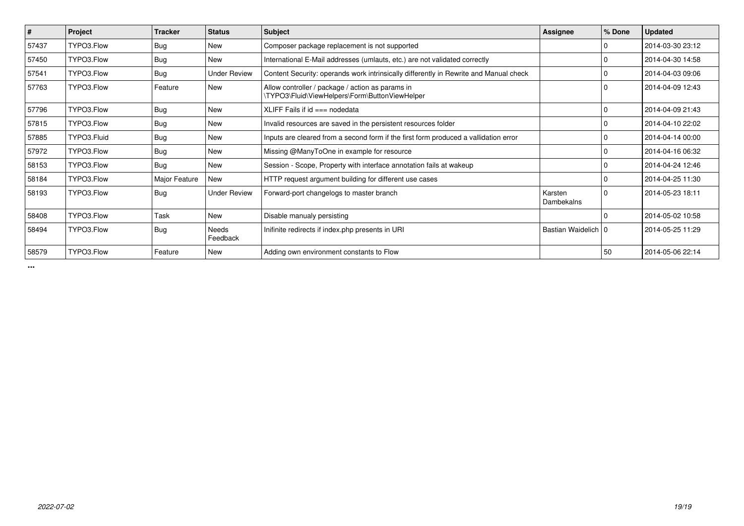| # | Project | Tracker | Status | Subject | Assignee | % Done | Updated |
|---|---|---|---|---|---|---|---|
| 57437 | TYPO3.Flow | Bug | New | Composer package replacement is not supported | | 0 | 2014-03-30 23:12 |
| 57450 | TYPO3.Flow | Bug | New | International E-Mail addresses (umlauts, etc.) are not validated correctly | | 0 | 2014-04-30 14:58 |
| 57541 | TYPO3.Flow | Bug | Under Review | Content Security: operands work intrinsically differently in Rewrite and Manual check | | 0 | 2014-04-03 09:06 |
| 57763 | TYPO3.Flow | Feature | New | Allow controller / package / action as params in \TYPO3\Fluid\ViewHelpers\Form\ButtonViewHelper | | 0 | 2014-04-09 12:43 |
| 57796 | TYPO3.Flow | Bug | New | XLIFF Fails if id === nodedata | | 0 | 2014-04-09 21:43 |
| 57815 | TYPO3.Flow | Bug | New | Invalid resources are saved in the persistent resources folder | | 0 | 2014-04-10 22:02 |
| 57885 | TYPO3.Fluid | Bug | New | Inputs are cleared from a second form if the first form produced a vallidation error | | 0 | 2014-04-14 00:00 |
| 57972 | TYPO3.Flow | Bug | New | Missing @ManyToOne in example for resource | | 0 | 2014-04-16 06:32 |
| 58153 | TYPO3.Flow | Bug | New | Session - Scope, Property with interface annotation fails at wakeup | | 0 | 2014-04-24 12:46 |
| 58184 | TYPO3.Flow | Major Feature | New | HTTP request argument building for different use cases | | 0 | 2014-04-25 11:30 |
| 58193 | TYPO3.Flow | Bug | Under Review | Forward-port changelogs to master branch | Karsten Dambekalns | 0 | 2014-05-23 18:11 |
| 58408 | TYPO3.Flow | Task | New | Disable manualy persisting | | 0 | 2014-05-02 10:58 |
| 58494 | TYPO3.Flow | Bug | Needs Feedback | Inifinite redirects if index.php presents in URI | Bastian Waidelich | 0 | 2014-05-25 11:29 |
| 58579 | TYPO3.Flow | Feature | New | Adding own environment constants to Flow | | 50 | 2014-05-06 22:14 |

...